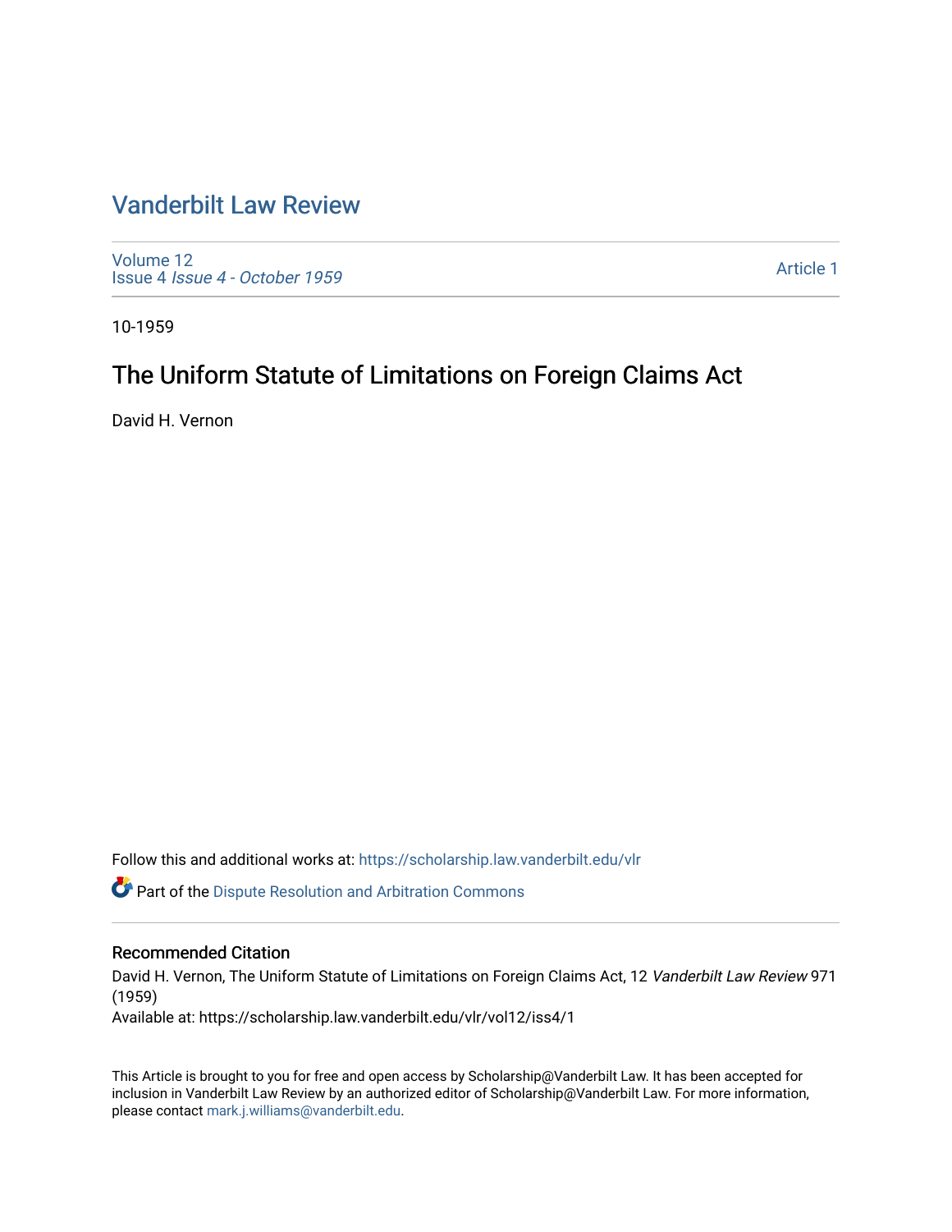# Vanderbilt Law Review

Volume 12
Issue 4 *Issue 4 - October 1959*

Article 1

10-1959

## The Uniform Statute of Limitations on Foreign Claims Act

David H. Vernon

Follow this and additional works at: https://scholarship.law.vanderbilt.edu/vlr

Part of the Dispute Resolution and Arbitration Commons

### Recommended Citation

David H. Vernon, The Uniform Statute of Limitations on Foreign Claims Act, 12 *Vanderbilt Law Review* 971 (1959)

Available at: https://scholarship.law.vanderbilt.edu/vlr/vol12/iss4/1

This Article is brought to you for free and open access by Scholarship@Vanderbilt Law. It has been accepted for inclusion in Vanderbilt Law Review by an authorized editor of Scholarship@Vanderbilt Law. For more information, please contact mark.j.williams@vanderbilt.edu.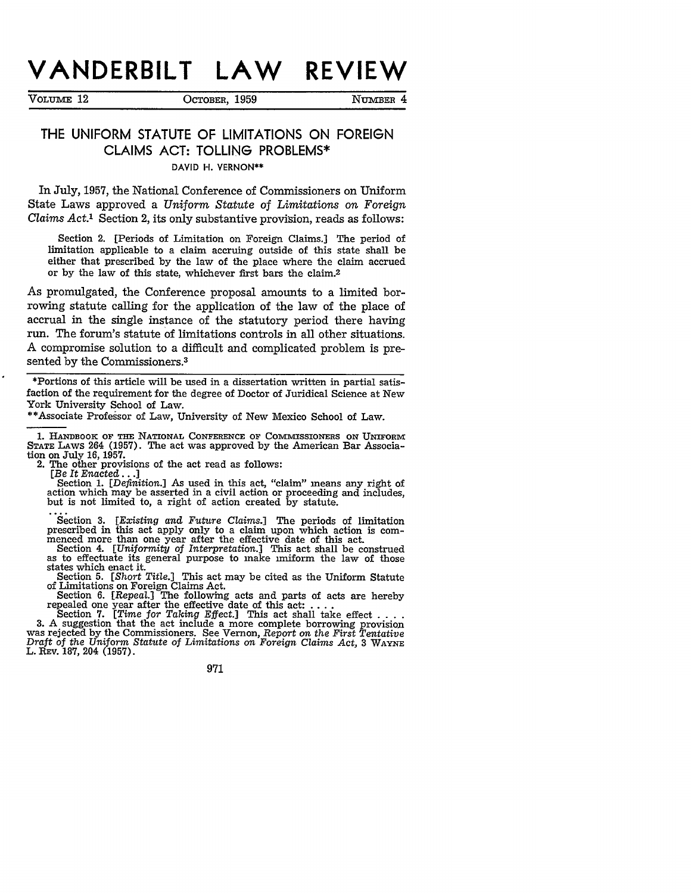# VANDERBILT LAW REVIEW

VOLUME 12 | OCTOBER, 1959 | NUMBER 4

## THE UNIFORM STATUTE OF LIMITATIONS ON FOREIGN CLAIMS ACT: TOLLING PROBLEMS*

DAVID H. VERNON**

In July, 1957, the National Conference of Commissioners on Uniform State Laws approved a *Uniform Statute of Limitations on Foreign Claims Act*.[1] Section 2, its only substantive provision, reads as follows:

> Section 2. [Periods of Limitation on Foreign Claims.] The period of limitation applicable to a claim accruing outside of this state shall be either that prescribed by the law of the place where the claim accrued or by the law of this state, whichever first bars the claim.[2]

As promulgated, the Conference proposal amounts to a limited borrowing statute calling for the application of the law of the place of accrual in the single instance of the statutory period there having run. The forum's statute of limitations controls in all other situations. A compromise solution to a difficult and complicated problem is presented by the Commissioners.[3]

*Portions of this article will be used in a dissertation written in partial satisfaction of the requirement for the degree of Doctor of Juridical Science at New York University School of Law.

**Associate Professor of Law, University of New Mexico School of Law.

1. HANDBOOK OF THE NATIONAL CONFERENCE OF COMMISSIONERS ON UNIFORM STATE LAWS 264 (1957). The act was approved by the American Bar Association on July 16, 1957.

2. The other provisions of the act read as follows:

[*Be It Enacted* . . .]

Section 1. [*Definition*.] As used in this act, "claim" means any right of action which may be asserted in a civil action or proceeding and includes, but is not limited to, a right of action created by statute.

. . .

Section 3. [*Existing and Future Claims*.] The periods of limitation prescribed in this act apply only to a claim upon which action is commenced more than one year after the effective date of this act.

Section 4. [*Uniformity of Interpretation*.] This act shall be construed as to effectuate its general purpose to make uniform the law of those states which enact it.

Section 5. [*Short Title*.] This act may be cited as the Uniform Statute of Limitations on Foreign Claims Act.

Section 6. [*Repeal*.] The following acts and parts of acts are hereby repealed one year after the effective date of this act: . . . .

Section 7. [*Time for Taking Effect*.] This act shall take effect . . . .

3. A suggestion that the act include a more complete borrowing provision was rejected by the Commissioners. See Vernon, *Report on the First Tentative Draft of the Uniform Statute of Limitations on Foreign Claims Act*, 3 WAYNE L. REV. 187, 204 (1957).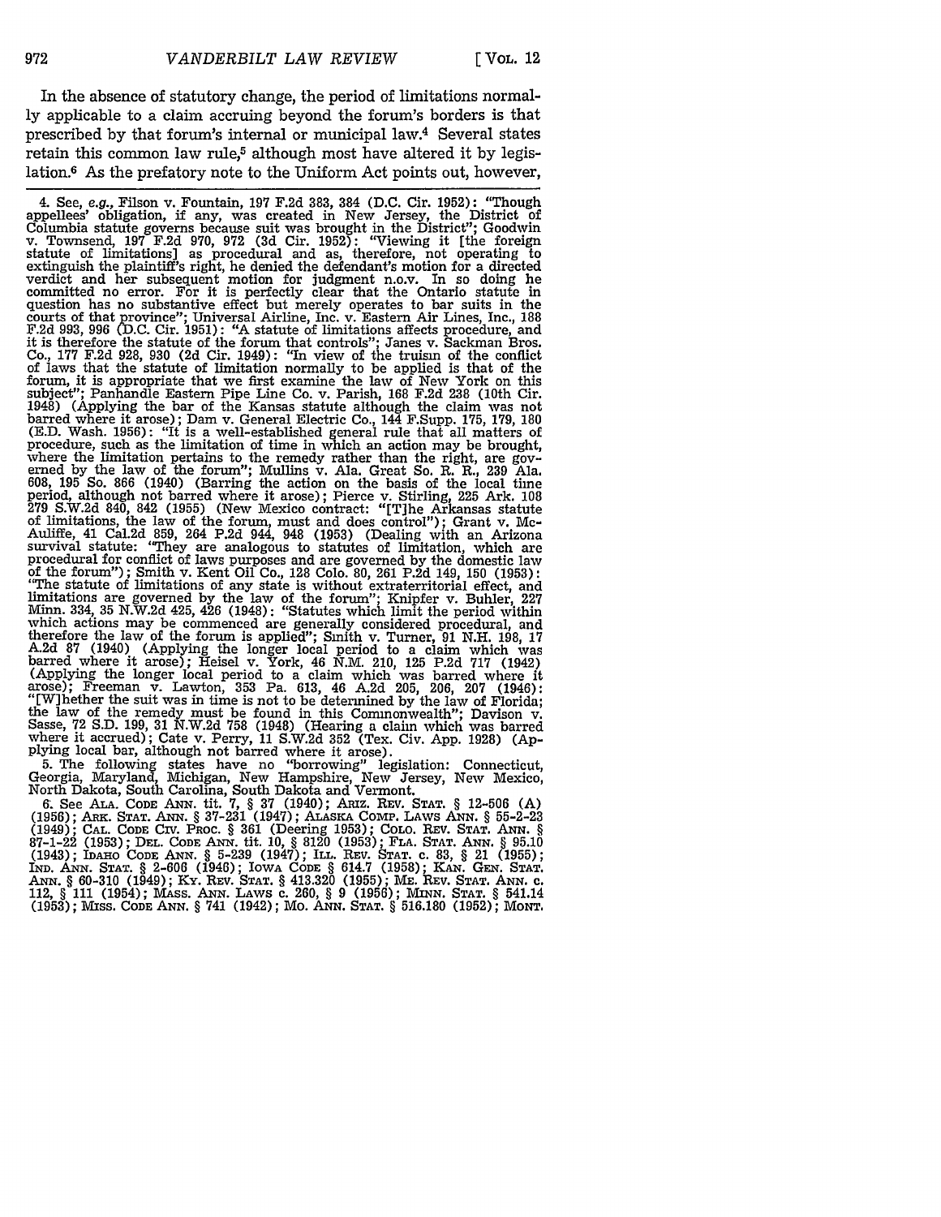In the absence of statutory change, the period of limitations normally applicable to a claim accruing beyond the forum's borders is that prescribed by that forum's internal or municipal law.[4] Several states retain this common law rule,[5] although most have altered it by legislation.[6] As the prefatory note to the Uniform Act points out, however,

---

4. See, *e.g.*, Filson v. Fountain, 197 F.2d 383, 384 (D.C. Cir. 1952): "Though appellees' obligation, if any, was created in New Jersey, the District of Columbia statute governs because suit was brought in the District"; Goodwin v. Townsend, 197 F.2d 970, 972 (3d Cir. 1952): "Viewing it [the foreign statute of limitations] as procedural and as, therefore, not operating to extinguish the plaintiff's right, he denied the defendant's motion for a directed verdict and her subsequent motion for judgment n.o.v. In so doing he committed no error. For it is perfectly clear that the Ontario statute in question has no substantive effect but merely operates to bar suits in the courts of that province"; Universal Airline, Inc. v. Eastern Air Lines, Inc., 188 F.2d 993, 996 (D.C. Cir. 1951): "A statute of limitations affects procedure, and it is therefore the statute of the forum that controls"; Janes v. Sackman Bros. Co., 177 F.2d 928, 930 (2d Cir. 1949): "In view of the truism of the conflict of laws that the statute of limitation normally to be applied is that of the forum, it is appropriate that we first examine the law of New York on this subject"; Panhandle Eastern Pipe Line Co. v. Parish, 168 F.2d 238 (10th Cir. 1948) (Applying the bar of the Kansas statute although the claim was not barred where it arose); Dam v. General Electric Co., 144 F.Supp. 175, 179, 180 (E.D. Wash. 1956): "It is a well-established general rule that all matters of procedure, such as the limitation of time in which an action may be brought, where the limitation pertains to the remedy rather than the right, are governed by the law of the forum"; Mullins v. Ala. Great So. R. R., 239 Ala. 608, 195 So. 866 (1940) (Barring the action on the basis of the local time period, although not barred where it arose); Pierce v. Stirling, 225 Ark. 108 279 S.W.2d 840, 842 (1955) (New Mexico contract: "[T]he Arkansas statute of limitations, the law of the forum, must and does control"); Grant v. McAuliffe, 41 Cal.2d 859, 264 P.2d 944, 948 (1953) (Dealing with an Arizona survival statute: "They are analogous to statutes of limitation, which are procedural for conflict of laws purposes and are governed by the domestic law of the forum"); Smith v. Kent Oil Co., 128 Colo. 80, 261 P.2d 149, 150 (1953): "The statute of limitations of any state is without extraterritorial effect, and limitations are governed by the law of the forum"; Knipfer v. Buhler, 227 Minn. 334, 35 N.W.2d 425, 426 (1948): "Statutes which limit the period within which actions may be commenced are generally considered procedural, and therefore the law of the forum is applied"; Smith v. Turner, 91 N.H. 198, 17 A.2d 87 (1940) (Applying the longer local period to a claim which was barred where it arose); Heisel v. York, 46 N.M. 210, 125 P.2d 717 (1942) (Applying the longer local period to a claim which was barred where it arose); Freeman v. Lawton, 353 Pa. 613, 46 A.2d 205, 206, 207 (1946): "[W]hether the suit was in time is not to be determined by the law of Florida; the law of the remedy must be found in this Commonwealth"; Davison v. Sasse, 72 S.D. 199, 31 N.W.2d 758 (1948) (Hearing a claim which was barred where it accrued); Cate v. Perry, 11 S.W.2d 352 (Tex. Civ. App. 1928) (Applying local bar, although not barred where it arose).

5. The following states have no "borrowing" legislation: Connecticut, Georgia, Maryland, Michigan, New Hampshire, New Jersey, New Mexico, North Dakota, South Carolina, South Dakota and Vermont.

6. See ALA. CODE ANN. tit. 7, § 37 (1940); ARIZ. REV. STAT. § 12-506 (A) (1956); ARK. STAT. ANN. § 37-231 (1947); ALASKA COMP. LAWS ANN. § 55-2-23 (1949); CAL. CODE CIV. PROC. § 361 (Deering 1953); COLO. REV. STAT. ANN. § 87-1-22 (1953); DEL. CODE ANN. tit. 10, § 8120 (1953); FLA. STAT. ANN. § 95.10 (1943); IDAHO CODE ANN. § 5-239 (1947); ILL. REV. STAT. c. 83, § 21 (1955); IND. ANN. STAT. § 2-606 (1946); IOWA CODE § 614.7 (1958); KAN. GEN. STAT. ANN. § 60-310 (1949); KY. REV. STAT. § 413.320 (1955); ME. REV. STAT. ANN. c. 112, § 111 (1954); MASS. ANN. LAWS c. 260, § 9 (1956); MINN. STAT. § 541.14 (1953); MISS. CODE ANN. § 741 (1942); MO. ANN. STAT. § 516.180 (1952); MONT.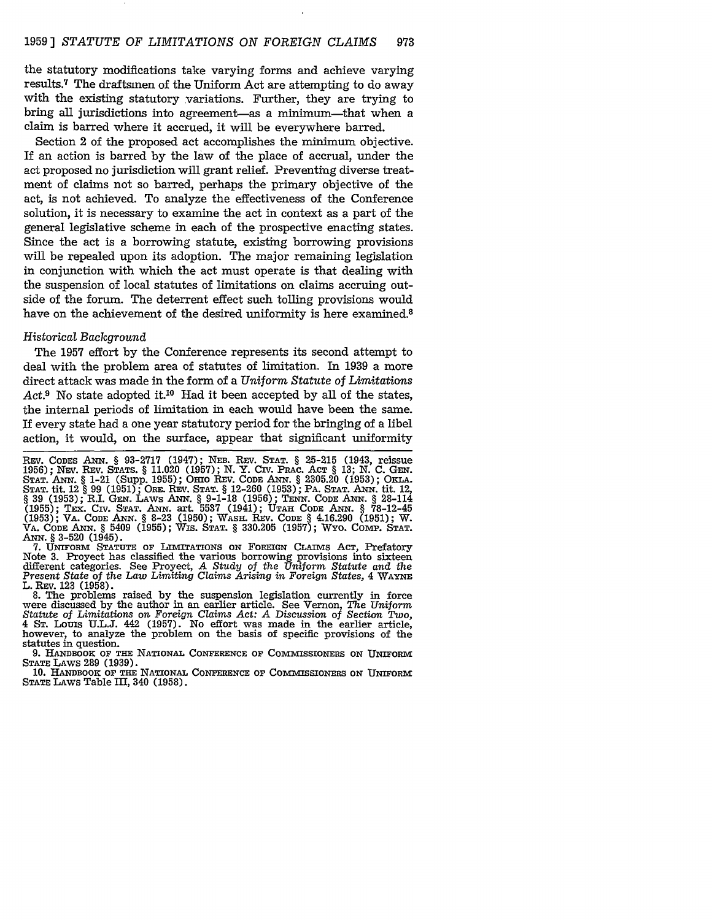the statutory modifications take varying forms and achieve varying results.[7] The draftsmen of the Uniform Act are attempting to do away with the existing statutory variations. Further, they are trying to bring all jurisdictions into agreement—as a minimum—that when a claim is barred where it accrued, it will be everywhere barred.

Section 2 of the proposed act accomplishes the minimum objective. If an action is barred by the law of the place of accrual, under the act proposed no jurisdiction will grant relief. Preventing diverse treatment of claims not so barred, perhaps the primary objective of the act, is not achieved. To analyze the effectiveness of the Conference solution, it is necessary to examine the act in context as a part of the general legislative scheme in each of the prospective enacting states. Since the act is a borrowing statute, existing borrowing provisions will be repealed upon its adoption. The major remaining legislation in conjunction with which the act must operate is that dealing with the suspension of local statutes of limitations on claims accruing outside of the forum. The deterrent effect such tolling provisions would have on the achievement of the desired uniformity is here examined.[8]

*Historical Background*

The 1957 effort by the Conference represents its second attempt to deal with the problem area of statutes of limitation. In 1939 a more direct attack was made in the form of a *Uniform Statute of Limitations Act*.[9] No state adopted it.[10] Had it been accepted by all of the states, the internal periods of limitation in each would have been the same. If every state had a one year statutory period for the bringing of a libel action, it would, on the surface, appear that significant uniformity

---

REV. CODES ANN. § 93-2717 (1947); NEB. REV. STAT. § 25-215 (1943, reissue 1956); NEV. REV. STATS. § 11.020 (1957); N. Y. CIV. PRAC. ACT § 13; N. C. GEN. STAT. ANN. § 1-21 (Supp. 1955); OHIO REV. CODE ANN. § 2305.20 (1953); OKLA. STAT. tit. 12 § 99 (1951); ORE. REV. STAT. § 12-260 (1953); PA. STAT. ANN. tit. 12, § 39 (1953); R.I. GEN. LAWS ANN. § 9-1-18 (1956); TENN. CODE ANN. § 28-114 (1955); TEX. CIV. STAT. ANN. art. 5537 (1941); UTAH CODE ANN. § 78-12-45 (1953); VA. CODE ANN. § 8-23 (1950); WASH. REV. CODE § 4.16.290 (1951); W. VA. CODE ANN. § 5409 (1955); WIS. STAT. § 330.205 (1957); WYO. COMP. STAT. ANN. § 3-520 (1945).

7. UNIFORM STATUTE OF LIMITATIONS ON FOREIGN CLAIMS ACT, Prefatory Note 3. Proyect has classified the various borrowing provisions into sixteen different categories. See Proyect, *A Study of the Uniform Statute and the Present State of the Law Limiting Claims Arising in Foreign States*, 4 WAYNE L. REV. 123 (1958).

8. The problems raised by the suspension legislation currently in force were discussed by the author in an earlier article. See Vernon, *The Uniform Statute of Limitations on Foreign Claims Act: A Discussion of Section Two*, 4 ST. LOUIS U.L.J. 442 (1957). No effort was made in the earlier article, however, to analyze the problem on the basis of specific provisions of the statutes in question.

9. HANDBOOK OF THE NATIONAL CONFERENCE OF COMMISSIONERS ON UNIFORM STATE LAWS 289 (1939).

10. HANDBOOK OF THE NATIONAL CONFERENCE OF COMMISSIONERS ON UNIFORM STATE LAWS Table III, 340 (1958).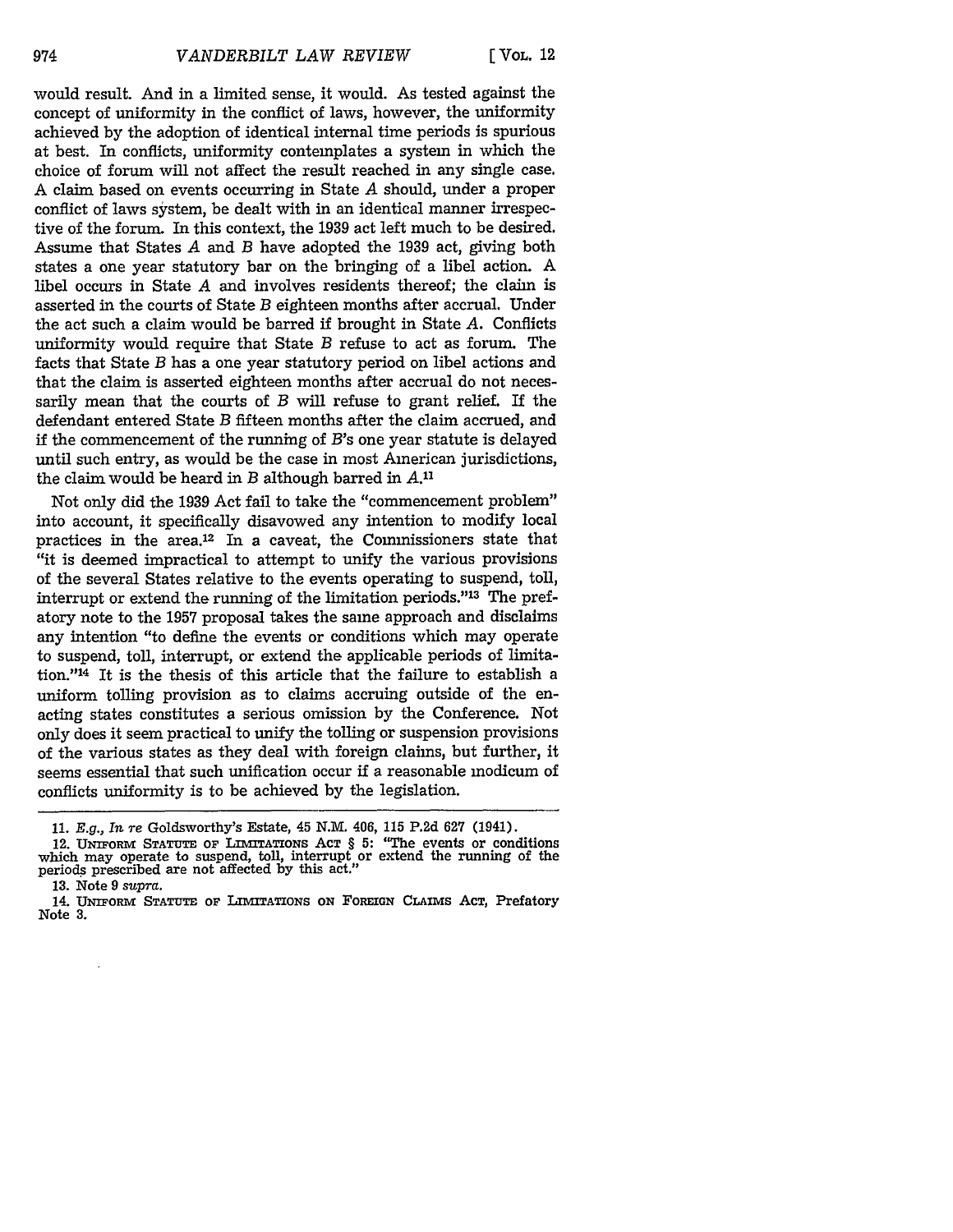would result. And in a limited sense, it would. As tested against the concept of uniformity in the conflict of laws, however, the uniformity achieved by the adoption of identical internal time periods is spurious at best. In conflicts, uniformity contemplates a system in which the choice of forum will not affect the result reached in any single case. A claim based on events occurring in State *A* should, under a proper conflict of laws system, be dealt with in an identical manner irrespective of the forum. In this context, the 1939 act left much to be desired. Assume that States *A* and *B* have adopted the 1939 act, giving both states a one year statutory bar on the bringing of a libel action. A libel occurs in State *A* and involves residents thereof; the claim is asserted in the courts of State *B* eighteen months after accrual. Under the act such a claim would be barred if brought in State *A*. Conflicts uniformity would require that State *B* refuse to act as forum. The facts that State *B* has a one year statutory period on libel actions and that the claim is asserted eighteen months after accrual do not necessarily mean that the courts of *B* will refuse to grant relief. If the defendant entered State *B* fifteen months after the claim accrued, and if the commencement of the running of *B*'s one year statute is delayed until such entry, as would be the case in most American jurisdictions, the claim would be heard in *B* although barred in *A*.[11]

Not only did the 1939 Act fail to take the "commencement problem" into account, it specifically disavowed any intention to modify local practices in the area.[12] In a caveat, the Commissioners state that "it is deemed impractical to attempt to unify the various provisions of the several States relative to the events operating to suspend, toll, interrupt or extend the running of the limitation periods."[13] The prefatory note to the 1957 proposal takes the same approach and disclaims any intention "to define the events or conditions which may operate to suspend, toll, interrupt, or extend the applicable periods of limitation."[14] It is the thesis of this article that the failure to establish a uniform tolling provision as to claims accruing outside of the enacting states constitutes a serious omission by the Conference. Not only does it seem practical to unify the tolling or suspension provisions of the various states as they deal with foreign claims, but further, it seems essential that such unification occur if a reasonable modicum of conflicts uniformity is to be achieved by the legislation.

---

11. *E.g., In re* Goldsworthy's Estate, 45 N.M. 406, 115 P.2d 627 (1941).

12. UNIFORM STATUTE OF LIMITATIONS ACT § 5: "The events or conditions which may operate to suspend, toll, interrupt or extend the running of the periods prescribed are not affected by this act."

13. Note 9 *supra*.

14. UNIFORM STATUTE OF LIMITATIONS ON FOREIGN CLAIMS ACT, Prefatory Note 3.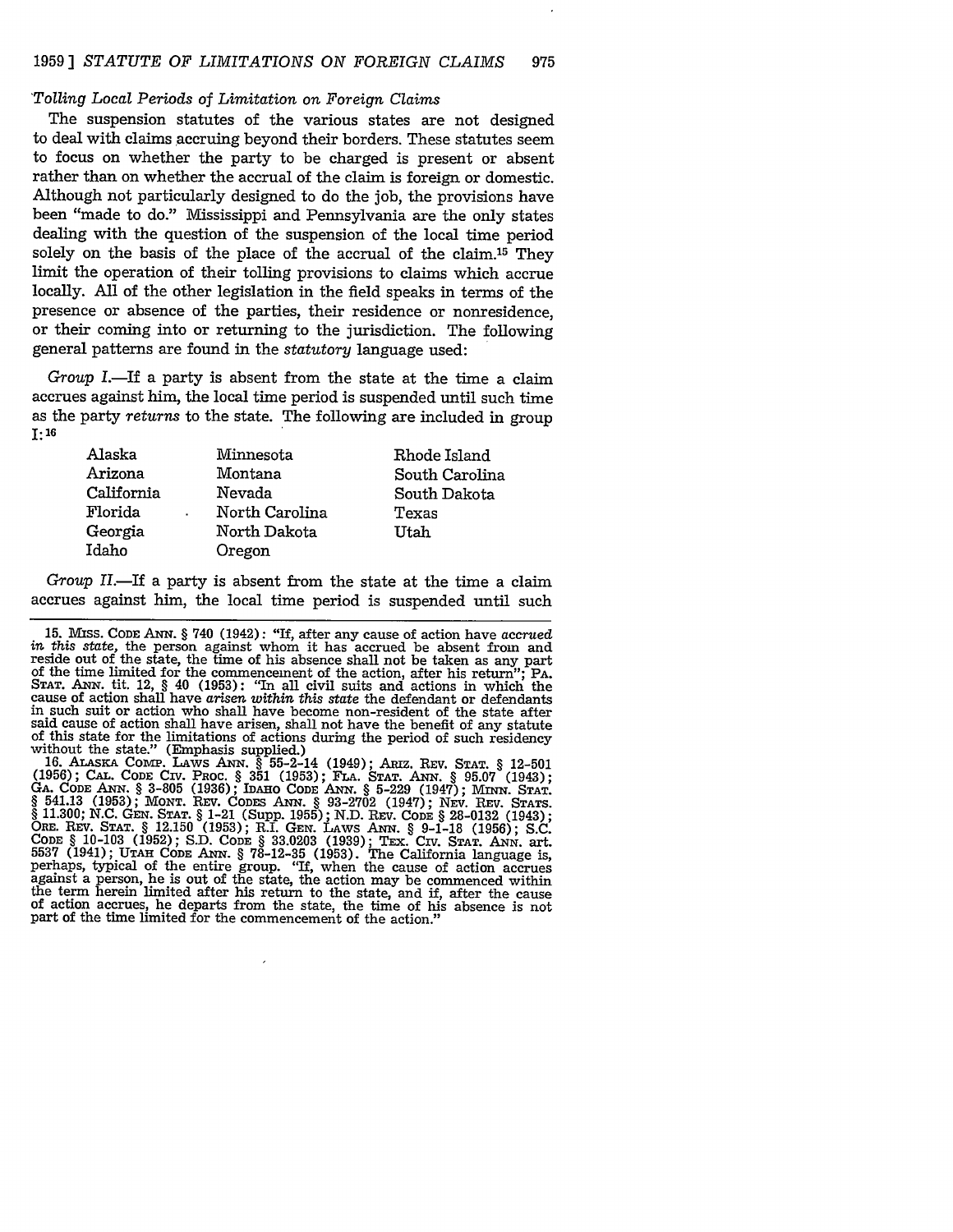*Tolling Local Periods of Limitation on Foreign Claims*

The suspension statutes of the various states are not designed to deal with claims accruing beyond their borders. These statutes seem to focus on whether the party to be charged is present or absent rather than on whether the accrual of the claim is foreign or domestic. Although not particularly designed to do the job, the provisions have been "made to do." Mississippi and Pennsylvania are the only states dealing with the question of the suspension of the local time period solely on the basis of the place of the accrual of the claim.[15] They limit the operation of their tolling provisions to claims which accrue locally. All of the other legislation in the field speaks in terms of the presence or absence of the parties, their residence or nonresidence, or their coming into or returning to the jurisdiction. The following general patterns are found in the *statutory* language used:

*Group I.*—If a party is absent from the state at the time a claim accrues against him, the local time period is suspended until such time as the party *returns* to the state. The following are included in group I:[16]

| | | |
|---|---|---|
| Alaska | Minnesota | Rhode Island |
| Arizona | Montana | South Carolina |
| California | Nevada | South Dakota |
| Florida | North Carolina | Texas |
| Georgia | North Dakota | Utah |
| Idaho | Oregon | |

*Group II.*—If a party is absent from the state at the time a claim accrues against him, the local time period is suspended until such

---

15. MISS. CODE ANN. § 740 (1942): "If, after any cause of action have *accrued in this state*, the person against whom it has accrued be absent from and reside out of the state, the time of his absence shall not be taken as any part of the time limited for the commencement of the action, after his return"; PA. STAT. ANN. tit. 12, § 40 (1953): "In all civil suits and actions in which the cause of action shall have *arisen within this state* the defendant or defendants in such suit or action who shall have become non-resident of the state after said cause of action shall have arisen, shall not have the benefit of any statute of this state for the limitations of actions during the period of such residency without the state." (Emphasis supplied.)

16. ALASKA COMP. LAWS ANN. § 55-2-14 (1949); ARIZ. REV. STAT. § 12-501 (1956); CAL. CODE CIV. PROC. § 351 (1953); FLA. STAT. ANN. § 95.07 (1943); GA. CODE ANN. § 3-805 (1936); IDAHO CODE ANN. § 5-229 (1947); MINN. STAT. § 541.13 (1953); MONT. REV. CODES ANN. § 93-2702 (1947); NEV. REV. STATS. § 11.300; N.C. GEN. STAT. § 1-21 (Supp. 1955); N.D. REV. CODE § 28-0132 (1943); ORE. REV. STAT. § 12.150 (1953); R.I. GEN. LAWS ANN. § 9-1-18 (1956); S.C. CODE § 10-103 (1952); S.D. CODE § 33.0203 (1939); TEX. CIV. STAT. ANN. art. 5537 (1941); UTAH CODE ANN. § 78-12-35 (1953). The California language is, perhaps, typical of the entire group. "If, when the cause of action accrues against a person, he is out of the state, the action may be commenced within the term herein limited after his return to the state, and if, after the cause of action accrues, he departs from the state, the time of his absence is not part of the time limited for the commencement of the action."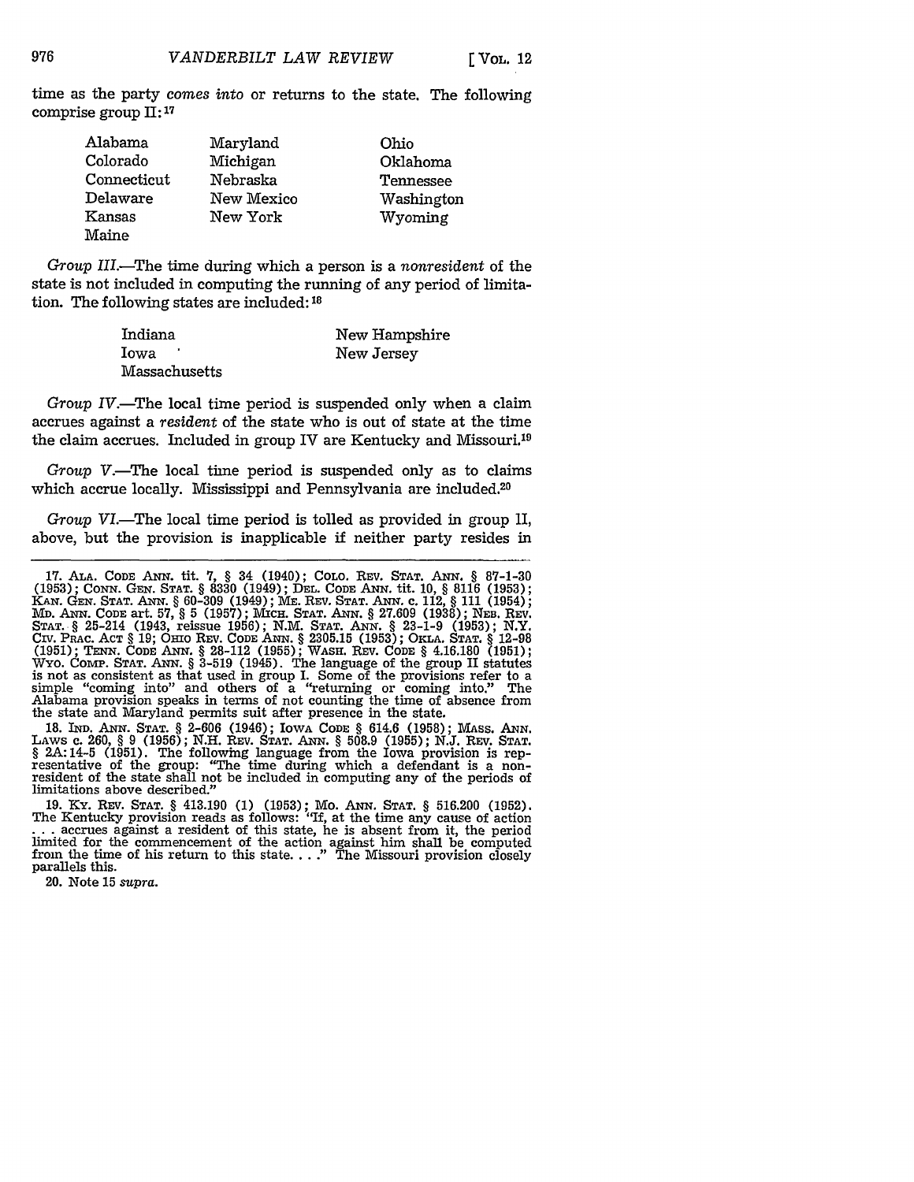time as the party *comes into* or returns to the state. The following comprise group II:[17]

| | | |
|---|---|---|
| Alabama | Maryland | Ohio |
| Colorado | Michigan | Oklahoma |
| Connecticut | Nebraska | Tennessee |
| Delaware | New Mexico | Washington |
| Kansas | New York | Wyoming |
| Maine | | |

*Group III.*—The time during which a person is a *nonresident* of the state is not included in computing the running of any period of limitation. The following states are included:[18]

| | |
|---|---|
| Indiana | New Hampshire |
| Iowa | New Jersey |
| Massachusetts | |

*Group IV.*—The local time period is suspended only when a claim accrues against a *resident* of the state who is out of state at the time the claim accrues. Included in group IV are Kentucky and Missouri.[19]

*Group V.*—The local time period is suspended only as to claims which accrue locally. Mississippi and Pennsylvania are included.[20]

*Group VI.*—The local time period is tolled as provided in group II, above, but the provision is inapplicable if neither party resides in

---

17. ALA. CODE ANN. tit. 7, § 34 (1940); COLO. REV. STAT. ANN. § 87-1-30 (1953); CONN. GEN. STAT. § 8330 (1949); DEL. CODE ANN. tit. 10, § 8116 (1953); KAN. GEN. STAT. ANN. § 60-309 (1949); ME. REV. STAT. ANN. c. 112, § 111 (1954); MD. ANN. CODE art. 57, § 5 (1957); MICH. STAT. ANN. § 27.609 (1938); NEB. REV. STAT. § 25-214 (1943, reissue 1956); N.M. STAT. ANN. § 23-1-9 (1953); N.Y. CIV. PRAC. ACT § 19; OHIO REV. CODE ANN. § 2305.15 (1953); OKLA. STAT. § 12-98 (1951); TENN. CODE ANN. § 28-112 (1955); WASH. REV. CODE § 4.16.180 (1951); WYO. COMP. STAT. ANN. § 3-519 (1945). The language of the group II statutes is not as consistent as that used in group I. Some of the provisions refer to a simple "coming into" and others of a "returning or coming into." The Alabama provision speaks in terms of not counting the time of absence from the state and Maryland permits suit after presence in the state.

18. IND. ANN. STAT. § 2-606 (1946); IOWA CODE § 614.6 (1958); MASS. ANN. LAWS c. 260, § 9 (1956); N.H. REV. STAT. ANN. § 508.9 (1955); N.J. REV. STAT. § 2A:14-5 (1951). The following language from the Iowa provision is representative of the group: "The time during which a defendant is a nonresident of the state shall not be included in computing any of the periods of limitations above described."

19. KY. REV. STAT. § 413.190 (1) (1953); MO. ANN. STAT. § 516.200 (1952). The Kentucky provision reads as follows: "If, at the time any cause of action . . . accrues against a resident of this state, he is absent from it, the period limited for the commencement of the action against him shall be computed from the time of his return to this state. . . ." The Missouri provision closely parallels this.

20. Note 15 *supra*.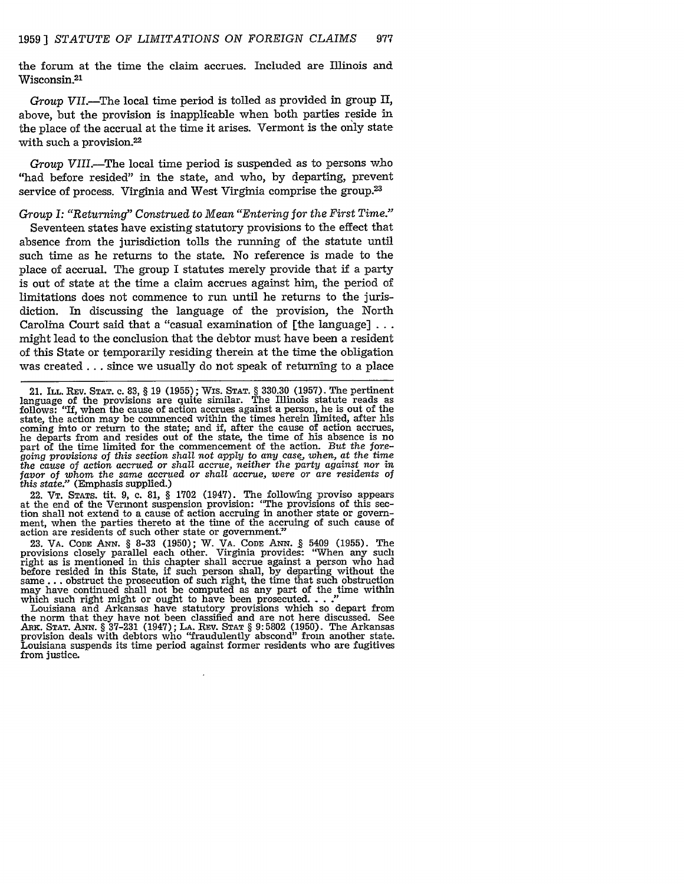the forum at the time the claim accrues. Included are Illinois and Wisconsin.[21]

*Group VII.*—The local time period is tolled as provided in group II, above, but the provision is inapplicable when both parties reside in the place of the accrual at the time it arises. Vermont is the only state with such a provision.[22]

*Group VIII.*—The local time period is suspended as to persons who "had before resided" in the state, and who, by departing, prevent service of process. Virginia and West Virginia comprise the group.[23]

*Group I: "Returning" Construed to Mean "Entering for the First Time."*

Seventeen states have existing statutory provisions to the effect that absence from the jurisdiction tolls the running of the statute until such time as he returns to the state. No reference is made to the place of accrual. The group I statutes merely provide that if a party is out of state at the time a claim accrues against him, the period of limitations does not commence to run until he returns to the jurisdiction. In discussing the language of the provision, the North Carolina Court said that a "casual examination of [the language] . . . might lead to the conclusion that the debtor must have been a resident of this State or temporarily residing therein at the time the obligation was created . . . since we usually do not speak of returning to a place

---

21. ILL. REV. STAT. c. 83, § 19 (1955); WIS. STAT. § 330.30 (1957). The pertinent language of the provisions are quite similar. The Illinois statute reads as follows: "If, when the cause of action accrues against a person, he is out of the state, the action may be commenced within the times herein limited, after his coming into or return to the state; and if, after the cause of action accrues, he departs from and resides out of the state, the time of his absence is no part of the time limited for the commencement of the action. *But the foregoing provisions of this section shall not apply to any case, when, at the time the cause of action accrued or shall accrue, neither the party against nor in favor of whom the same accrued or shall accrue, were or are residents of this state.*" (Emphasis supplied.)

22. VT. STATS. tit. 9, c. 81, § 1702 (1947). The following proviso appears at the end of the Vermont suspension provision: "The provisions of this section shall not extend to a cause of action accruing in another state or government, when the parties thereto at the time of the accruing of such cause of action are residents of such other state or government."

23. VA. CODE ANN. § 8-33 (1950); W. VA. CODE ANN. § 5409 (1955). The provisions closely parallel each other. Virginia provides: "When any such right as is mentioned in this chapter shall accrue against a person who had before resided in this State, if such person shall, by departing without the same . . . obstruct the prosecution of such right, the time that such obstruction may have continued shall not be computed as any part of the time within which such right might or ought to have been prosecuted. . . ."

Louisiana and Arkansas have statutory provisions which so depart from the norm that they have not been classified and are not here discussed. See ARK. STAT. ANN. § 37-231 (1947); LA. REV. STAT § 9:5802 (1950). The Arkansas provision deals with debtors who "fraudulently abscond" from another state. Louisiana suspends its time period against former residents who are fugitives from justice.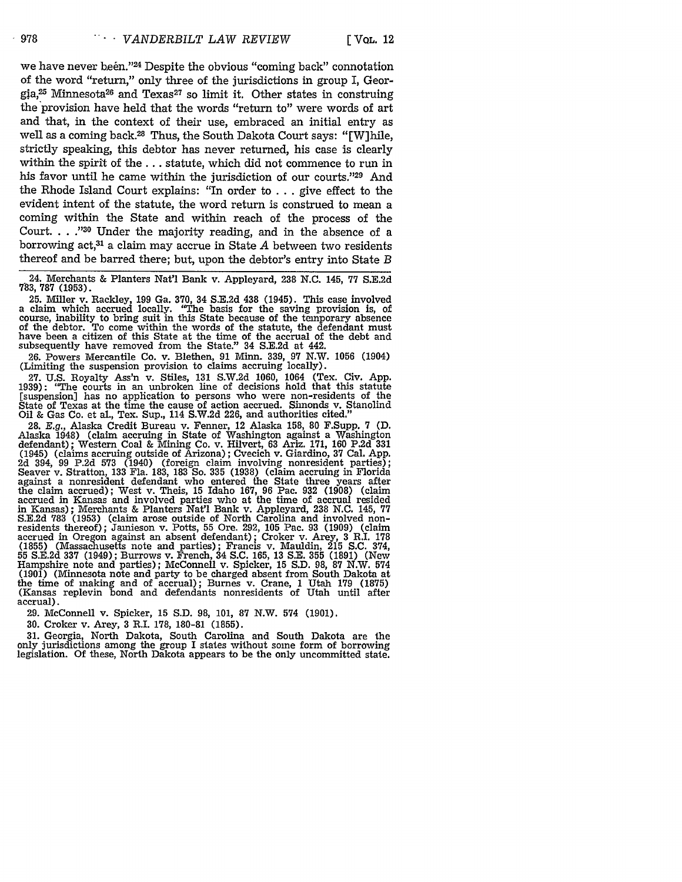we have never been."[24] Despite the obvious "coming back" connotation of the word "return," only three of the jurisdictions in group I, Georgia,[25] Minnesota[26] and Texas[27] so limit it. Other states in construing the provision have held that the words "return to" were words of art and that, in the context of their use, embraced an initial entry as well as a coming back.[28] Thus, the South Dakota Court says: "[W]hile, strictly speaking, this debtor has never returned, his case is clearly within the spirit of the . . . statute, which did not commence to run in his favor until he came within the jurisdiction of our courts."[29] And the Rhode Island Court explains: "In order to . . . give effect to the evident intent of the statute, the word return is construed to mean a coming within the State and within reach of the process of the Court. . . ."[30] Under the majority reading, and in the absence of a borrowing act,[31] a claim may accrue in State *A* between two residents thereof and be barred there; but, upon the debtor's entry into State *B*

24. Merchants & Planters Nat'l Bank v. Appleyard, 238 N.C. 145, 77 S.E.2d 783, 787 (1953).

25. Miller v. Rackley, 199 Ga. 370, 34 S.E.2d 438 (1945). This case involved a claim which accrued locally. "The basis for the saving provision is, of course, inability to bring suit in this State because of the temporary absence of the debtor. To come within the words of the statute, the defendant must have been a citizen of this State at the time of the accrual of the debt and subsequently have removed from the State." 34 S.E.2d at 442.

26. Powers Mercantile Co. v. Blethen, 91 Minn. 339, 97 N.W. 1056 (1904) (Limiting the suspension provision to claims accruing locally).

27. U.S. Royalty Ass'n v. Stiles, 131 S.W.2d 1060, 1064 (Tex. Civ. App. 1939): "The courts in an unbroken line of decisions hold that this statute [suspension] has no application to persons who were non-residents of the State of Texas at the time the cause of action accrued. Simonds v. Stanolind Oil & Gas Co. et al., Tex. Sup., 114 S.W.2d 226, and authorities cited."

28. *E.g.*, Alaska Credit Bureau v. Fenner, 12 Alaska 158, 80 F.Supp. 7 (D. Alaska 1948) (claim accruing in State of Washington against a Washington defendant); Western Coal & Mining Co. v. Hilvert, 63 Ariz. 171, 160 P.2d 331 (1945) (claims accruing outside of Arizona); Cvecich v. Giardino, 37 Cal. App. 2d 394, 99 P.2d 573 (1940) (foreign claim involving nonresident parties); Seaver v. Stratton, 133 Fla. 183, 183 So. 335 (1938) (claim accruing in Florida against a nonresident defendant who entered the State three years after the claim accrued); West v. Theis, 15 Idaho 167, 96 Pac. 932 (1908) (claim accrued in Kansas and involved parties who at the time of accrual resided in Kansas); Merchants & Planters Nat'l Bank v. Appleyard, 238 N.C. 145, 77 S.E.2d 783 (1953) (claim arose outside of North Carolina and involved nonresidents thereof); Jamieson v. Potts, 55 Ore. 292, 105 Pac. 93 (1909) (claim accrued in Oregon against an absent defendant); Croker v. Arey, 3 R.I. 178 (1855) (Massachusetts note and parties); Francis v. Mauldin, 215 S.C. 374, 55 S.E.2d 337 (1949); Burrows v. French, 34 S.C. 165, 13 S.E. 355 (1891) (New Hampshire note and parties); McConnell v. Spicker, 15 S.D. 98, 87 N.W. 574 (1901) (Minnesota note and party to be charged absent from South Dakota at the time of making and of accrual); Burnes v. Crane, 1 Utah 179 (1875) (Kansas replevin bond and defendants nonresidents of Utah until after accrual).

29. McConnell v. Spicker, 15 S.D. 98, 101, 87 N.W. 574 (1901).

30. Croker v. Arey, 3 R.I. 178, 180-81 (1855).

31. Georgia, North Dakota, South Carolina and South Dakota are the only jurisdictions among the group I states without some form of borrowing legislation. Of these, North Dakota appears to be the only uncommitted state.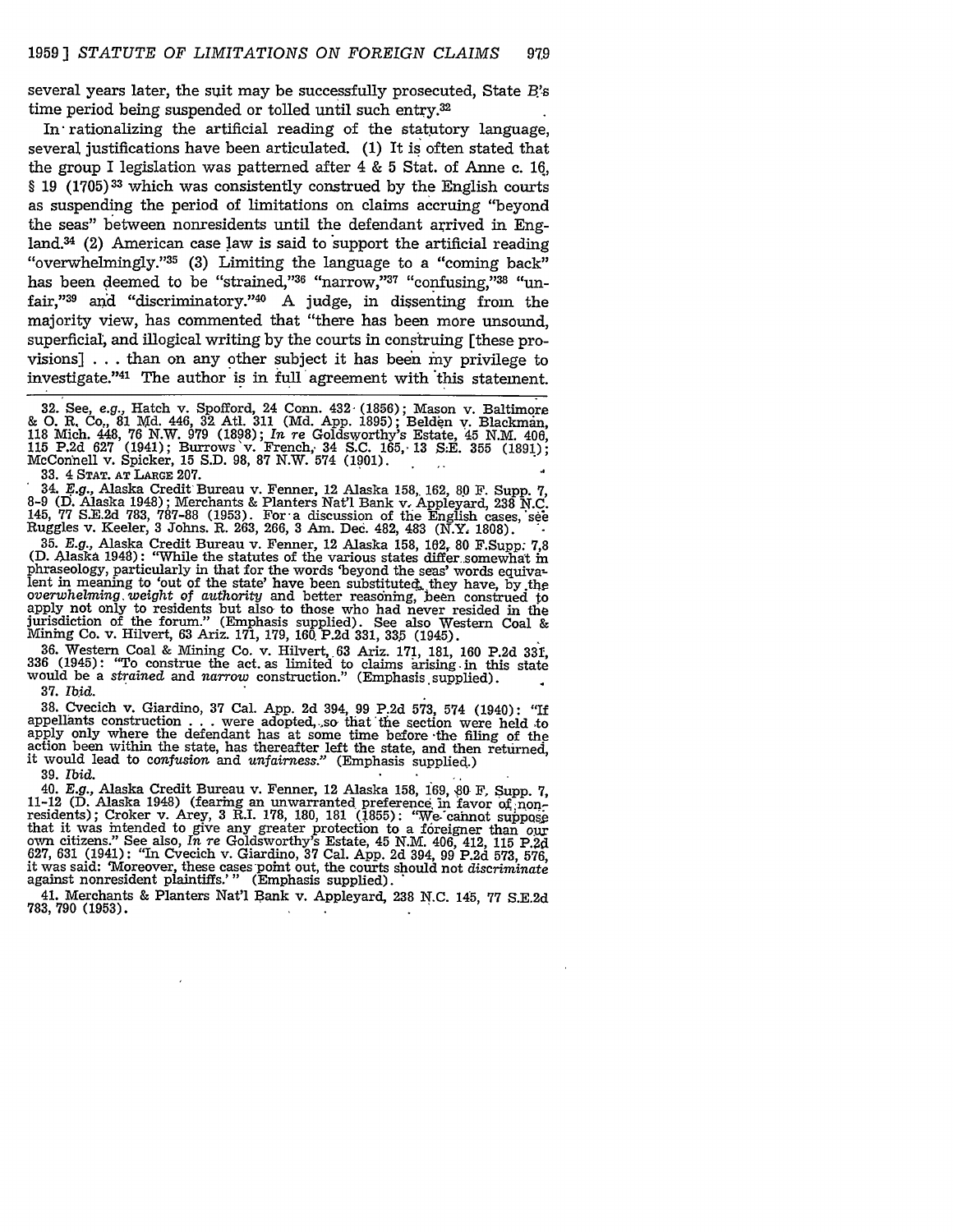several years later, the suit may be successfully prosecuted, State B's time period being suspended or tolled until such entry.[32]

In rationalizing the artificial reading of the statutory language, several justifications have been articulated. (1) It is often stated that the group I legislation was patterned after 4 & 5 Stat. of Anne c. 16, § 19 (1705)[33] which was consistently construed by the English courts as suspending the period of limitations on claims accruing "beyond the seas" between nonresidents until the defendant arrived in England.[34] (2) American case law is said to support the artificial reading "overwhelmingly."[35] (3) Limiting the language to a "coming back" has been deemed to be "strained,"[36] "narrow,"[37] "confusing,"[38] "unfair,"[39] and "discriminatory."[40] A judge, in dissenting from the majority view, has commented that "there has been more unsound, superficial, and illogical writing by the courts in construing [these provisions] . . . than on any other subject it has been my privilege to investigate."[41] The author is in full agreement with this statement.

32. See, *e.g.*, Hatch v. Spofford, 24 Conn. 432 (1856); Mason v. Baltimore & O. R. Co., 81 Md. 446, 32 Atl. 311 (Md. App. 1895); Belden v. Blackman, 118 Mich. 448, 76 N.W. 979 (1898); *In re* Goldsworthy's Estate, 45 N.M. 406, 115 P.2d 627 (1941); Burrows v. French, 34 S.C. 165, 13 S.E. 355 (1891); McConnell v. Spicker, 15 S.D. 98, 87 N.W. 574 (1901).

33. 4 STAT. AT LARGE 207.

34. *E.g.*, Alaska Credit Bureau v. Fenner, 12 Alaska 158, 162, 80 F. Supp. 7, 8-9 (D. Alaska 1948); Merchants & Planters Nat'l Bank v. Appleyard, 238 N.C. 145, 77 S.E.2d 783, 787-88 (1953). For a discussion of the English cases, see Ruggles v. Keeler, 3 Johns. R. 263, 266, 3 Am. Dec. 482, 483 (N.Y. 1808).

35. *E.g.*, Alaska Credit Bureau v. Fenner, 12 Alaska 158, 162, 80 F.Supp. 7,8 (D. Alaska 1948): "While the statutes of the various states differ somewhat in phraseology, particularly in that for the words 'beyond the seas' words equivalent in meaning to 'out of the state' have been substituted, they have, by the *overwhelming weight of authority* and better reasoning, been construed to apply not only to residents but also to those who had never resided in the jurisdiction of the forum." (Emphasis supplied). See also Western Coal & Mining Co. v. Hilvert, 63 Ariz. 171, 179, 160 P.2d 331, 335 (1945).

36. Western Coal & Mining Co. v. Hilvert, 63 Ariz. 171, 181, 160 P.2d 331, 336 (1945): "To construe the act as limited to claims arising in this state would be a *strained* and *narrow* construction." (Emphasis supplied).

37. *Ibid.*

38. Cvecich v. Giardino, 37 Cal. App. 2d 394, 99 P.2d 573, 574 (1940): "If appellants construction . . . were adopted, so that the section were held to apply only where the defendant has at some time before the filing of the action been within the state, has thereafter left the state, and then returned, it would lead to *confusion* and *unfairness*." (Emphasis supplied.)

39. *Ibid.*

40. *E.g.*, Alaska Credit Bureau v. Fenner, 12 Alaska 158, 169, 80 F. Supp. 7, 11-12 (D. Alaska 1948) (fearing an unwarranted preference in favor of nonresidents); Croker v. Arey, 3 R.I. 178, 180, 181 (1855): "We cannot suppose that it was intended to give any greater protection to a foreigner than our own citizens." See also, *In re* Goldsworthy's Estate, 45 N.M. 406, 412, 115 P.2d 627, 631 (1941): "In Cvecich v. Giardino, 37 Cal. App. 2d 394, 99 P.2d 573, 576, it was said: 'Moreover, these cases point out, the courts should not *discriminate* against nonresident plaintiffs.'" (Emphasis supplied).

41. Merchants & Planters Nat'l Bank v. Appleyard, 238 N.C. 145, 77 S.E.2d 783, 790 (1953).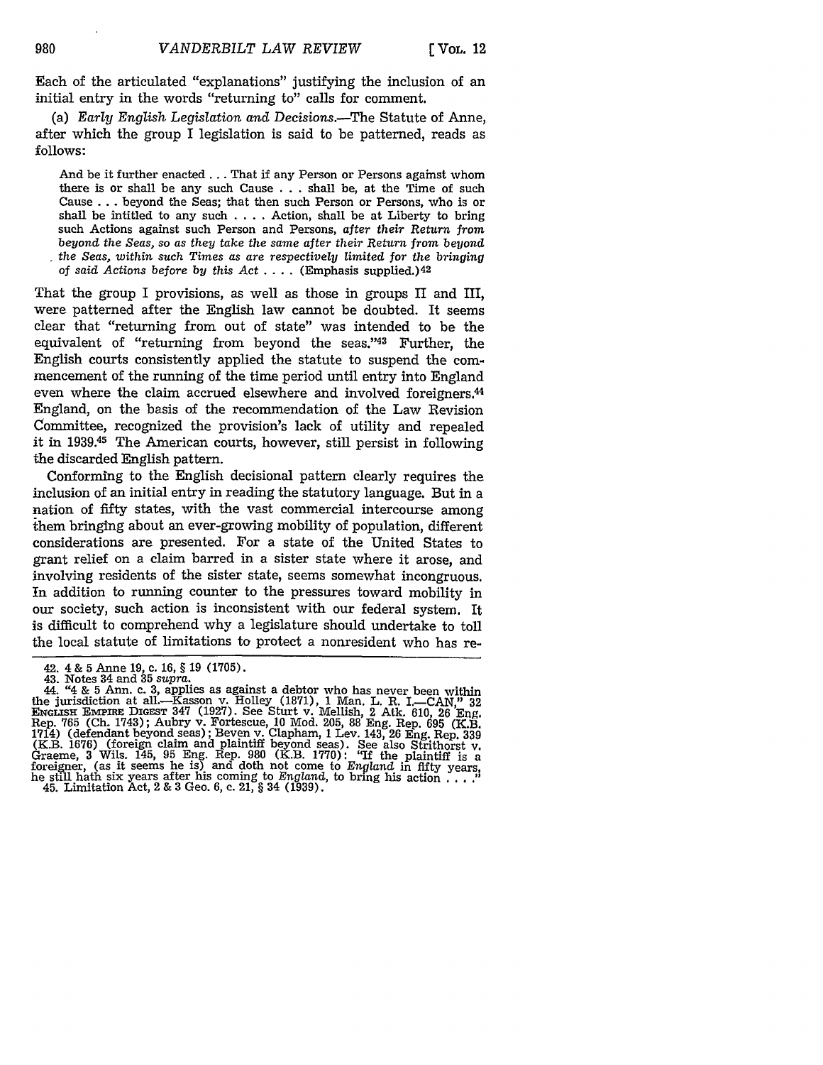Each of the articulated "explanations" justifying the inclusion of an initial entry in the words "returning to" calls for comment.

(a) *Early English Legislation and Decisions*.—The Statute of Anne, after which the group I legislation is said to be patterned, reads as follows:

> And be it further enacted . . . That if any Person or Persons against whom there is or shall be any such Cause . . . shall be, at the Time of such Cause . . . beyond the Seas; that then such Person or Persons, who is or shall be intitled to any such . . . . Action, shall be at Liberty to bring such Actions against such Person and Persons, *after their Return from beyond the Seas, so as they take the same after their Return from beyond the Seas, within such Times as are respectively limited for the bringing of said Actions before by this Act* . . . . (Emphasis supplied.)[42]

That the group I provisions, as well as those in groups II and III, were patterned after the English law cannot be doubted. It seems clear that "returning from out of state" was intended to be the equivalent of "returning from beyond the seas."[43] Further, the English courts consistently applied the statute to suspend the commencement of the running of the time period until entry into England even where the claim accrued elsewhere and involved foreigners.[44] England, on the basis of the recommendation of the Law Revision Committee, recognized the provision's lack of utility and repealed it in 1939.[45] The American courts, however, still persist in following the discarded English pattern.

Conforming to the English decisional pattern clearly requires the inclusion of an initial entry in reading the statutory language. But in a nation of fifty states, with the vast commercial intercourse among them bringing about an ever-growing mobility of population, different considerations are presented. For a state of the United States to grant relief on a claim barred in a sister state where it arose, and involving residents of the sister state, seems somewhat incongruous. In addition to running counter to the pressures toward mobility in our society, such action is inconsistent with our federal system. It is difficult to comprehend why a legislature should undertake to toll the local statute of limitations to protect a nonresident who has re-

---

42. 4 & 5 Anne 19, c. 16, § 19 (1705).

43. Notes 34 and 35 *supra*.

44. "4 & 5 Ann. c. 3, applies as against a debtor who has never been within the jurisdiction at all.—Kasson v. Holley (1871), 1 Man. L. R. I.—CAN," 32 ENGLISH EMPIRE DIGEST 347 (1927). See Sturt v. Mellish, 2 Atk. 610, 26 Eng. Rep. 765 (Ch. 1743); Aubry v. Fortescue, 10 Mod. 205, 88 Eng. Rep. 695 (K.B. 1714) (defendant beyond seas); Beven v. Clapham, 1 Lev. 143, 26 Eng. Rep. 339 (K.B. 1676) (foreign claim and plaintiff beyond seas). See also Strithorst v. Graeme, 3 Wils. 145, 95 Eng. Rep. 980 (K.B. 1770): "If the plaintiff is a foreigner, (as it seems he is) and doth not come to *England* in fifty years, he still hath six years after his coming to *England*, to bring his action . . . ."

45. Limitation Act, 2 & 3 Geo. 6, c. 21, § 34 (1939).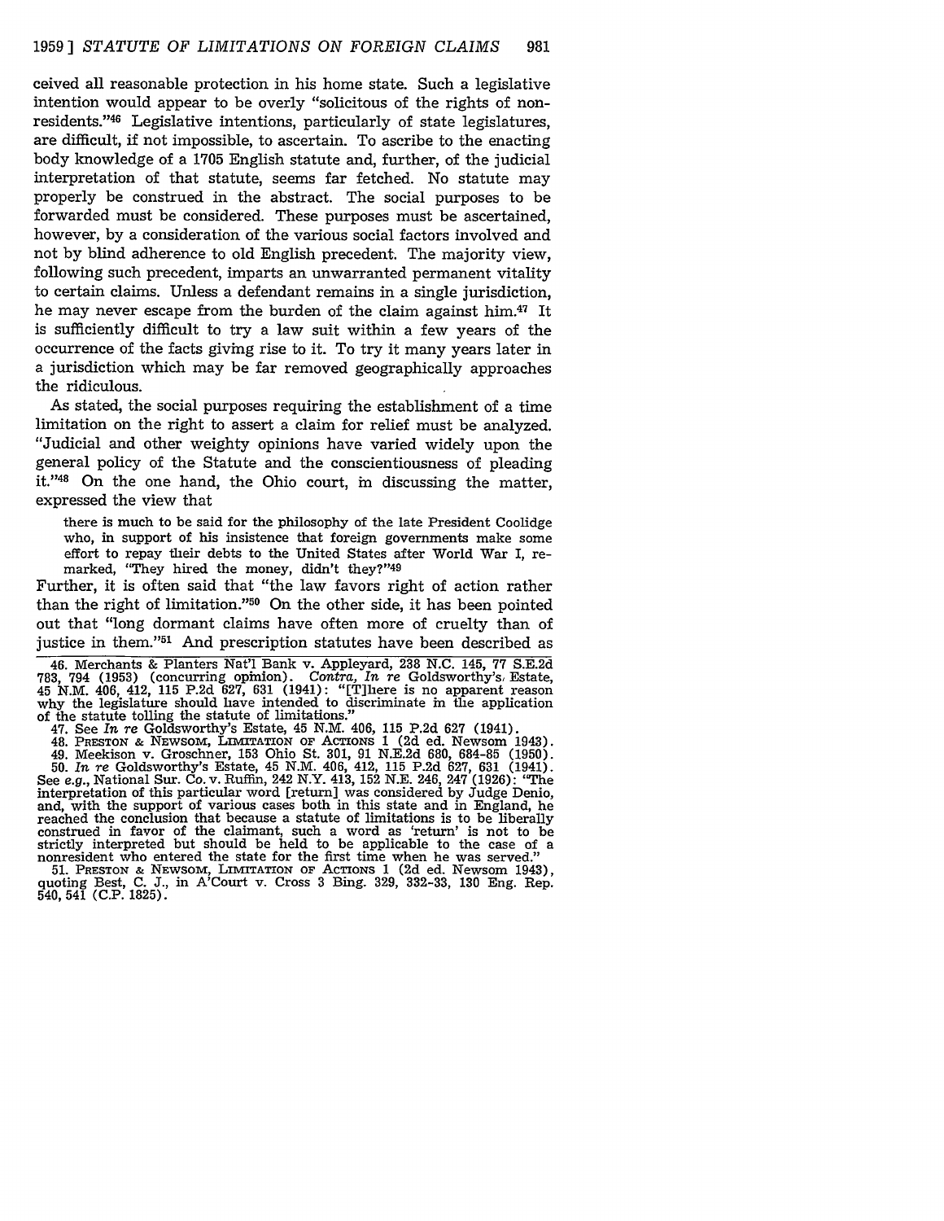ceived all reasonable protection in his home state. Such a legislative intention would appear to be overly "solicitous of the rights of nonresidents."[46] Legislative intentions, particularly of state legislatures, are difficult, if not impossible, to ascertain. To ascribe to the enacting body knowledge of a 1705 English statute and, further, of the judicial interpretation of that statute, seems far fetched. No statute may properly be construed in the abstract. The social purposes to be forwarded must be considered. These purposes must be ascertained, however, by a consideration of the various social factors involved and not by blind adherence to old English precedent. The majority view, following such precedent, imparts an unwarranted permanent vitality to certain claims. Unless a defendant remains in a single jurisdiction, he may never escape from the burden of the claim against him.[47] It is sufficiently difficult to try a law suit within a few years of the occurrence of the facts giving rise to it. To try it many years later in a jurisdiction which may be far removed geographically approaches the ridiculous.

As stated, the social purposes requiring the establishment of a time limitation on the right to assert a claim for relief must be analyzed. "Judicial and other weighty opinions have varied widely upon the general policy of the Statute and the conscientiousness of pleading it."[48] On the one hand, the Ohio court, in discussing the matter, expressed the view that

> there is much to be said for the philosophy of the late President Coolidge who, in support of his insistence that foreign governments make some effort to repay their debts to the United States after World War I, remarked, "They hired the money, didn't they?"[49]

Further, it is often said that "the law favors right of action rather than the right of limitation."[50] On the other side, it has been pointed out that "long dormant claims have often more of cruelty than of justice in them."[51] And prescription statutes have been described as

---

46. Merchants & Planters Nat'l Bank v. Appleyard, 238 N.C. 145, 77 S.E.2d 783, 794 (1953) (concurring opinion). *Contra, In re* Goldsworthy's Estate, 45 N.M. 406, 412, 115 P.2d 627, 631 (1941): "[T]here is no apparent reason why the legislature should have intended to discriminate in the application of the statute tolling the statute of limitations."

47. See *In re* Goldsworthy's Estate, 45 N.M. 406, 115 P.2d 627 (1941).

48. Preston & Newsom, Limitation of Actions 1 (2d ed. Newsom 1943).

49. Meekison v. Groschner, 153 Ohio St. 301, 91 N.E.2d 680, 684-85 (1950).

50. *In re* Goldsworthy's Estate, 45 N.M. 406, 412, 115 P.2d 627, 631 (1941). See *e.g.*, National Sur. Co. v. Ruffin, 242 N.Y. 413, 152 N.E. 246, 247 (1926): "The interpretation of this particular word [return] was considered by Judge Denio, and, with the support of various cases both in this state and in England, he reached the conclusion that because a statute of limitations is to be liberally construed in favor of the claimant, such a word as 'return' is not to be strictly interpreted but should be held to be applicable to the case of a nonresident who entered the state for the first time when he was served."

51. Preston & Newsom, Limitation of Actions 1 (2d ed. Newsom 1943), quoting Best, C. J., in A'Court v. Cross 3 Bing. 329, 332-33, 130 Eng. Rep. 540, 541 (C.P. 1825).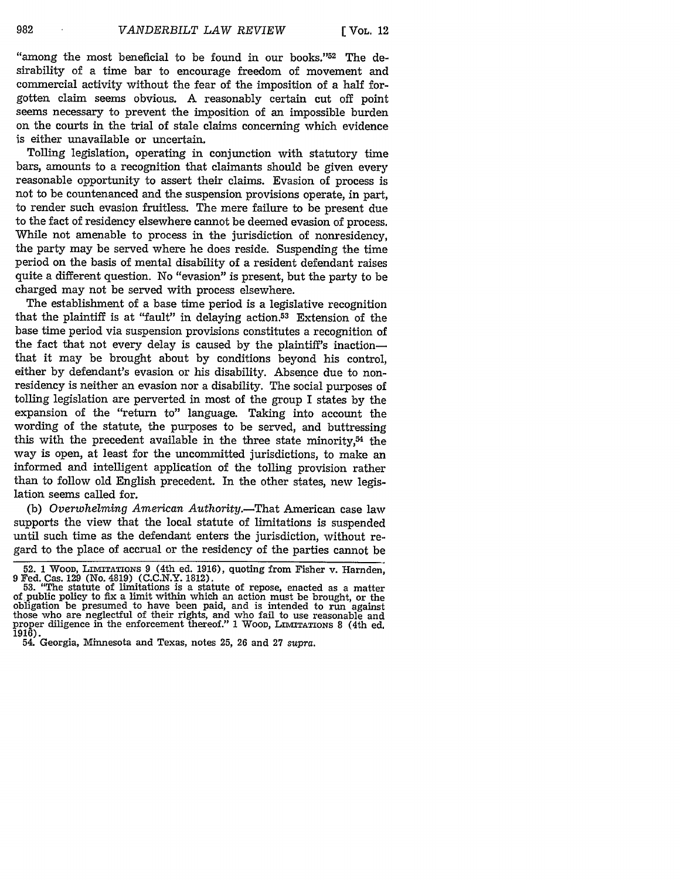"among the most beneficial to be found in our books."[52] The desirability of a time bar to encourage freedom of movement and commercial activity without the fear of the imposition of a half forgotten claim seems obvious. A reasonably certain cut off point seems necessary to prevent the imposition of an impossible burden on the courts in the trial of stale claims concerning which evidence is either unavailable or uncertain.

Tolling legislation, operating in conjunction with statutory time bars, amounts to a recognition that claimants should be given every reasonable opportunity to assert their claims. Evasion of process is not to be countenanced and the suspension provisions operate, in part, to render such evasion fruitless. The mere failure to be present due to the fact of residency elsewhere cannot be deemed evasion of process. While not amenable to process in the jurisdiction of nonresidency, the party may be served where he does reside. Suspending the time period on the basis of mental disability of a resident defendant raises quite a different question. No "evasion" is present, but the party to be charged may not be served with process elsewhere.

The establishment of a base time period is a legislative recognition that the plaintiff is at "fault" in delaying action.[53] Extension of the base time period via suspension provisions constitutes a recognition of the fact that not every delay is caused by the plaintiff's inaction—that it may be brought about by conditions beyond his control, either by defendant's evasion or his disability. Absence due to nonresidency is neither an evasion nor a disability. The social purposes of tolling legislation are perverted in most of the group I states by the expansion of the "return to" language. Taking into account the wording of the statute, the purposes to be served, and buttressing this with the precedent available in the three state minority,[54] the way is open, at least for the uncommitted jurisdictions, to make an informed and intelligent application of the tolling provision rather than to follow old English precedent. In the other states, new legislation seems called for.

(b) *Overwhelming American Authority.*—That American case law supports the view that the local statute of limitations is suspended until such time as the defendant enters the jurisdiction, without regard to the place of accrual or the residency of the parties cannot be

---

52. 1 Wood, Limitations 9 (4th ed. 1916), quoting from Fisher v. Harnden, 9 Fed. Cas. 129 (No. 4819) (C.C.N.Y. 1812).

53. "The statute of limitations is a statute of repose, enacted as a matter of public policy to fix a limit within which an action must be brought, or the obligation be presumed to have been paid, and is intended to run against those who are neglectful of their rights, and who fail to use reasonable and proper diligence in the enforcement thereof." 1 Wood, Limitations 8 (4th ed. 1916).

54. Georgia, Minnesota and Texas, notes 25, 26 and 27 *supra*.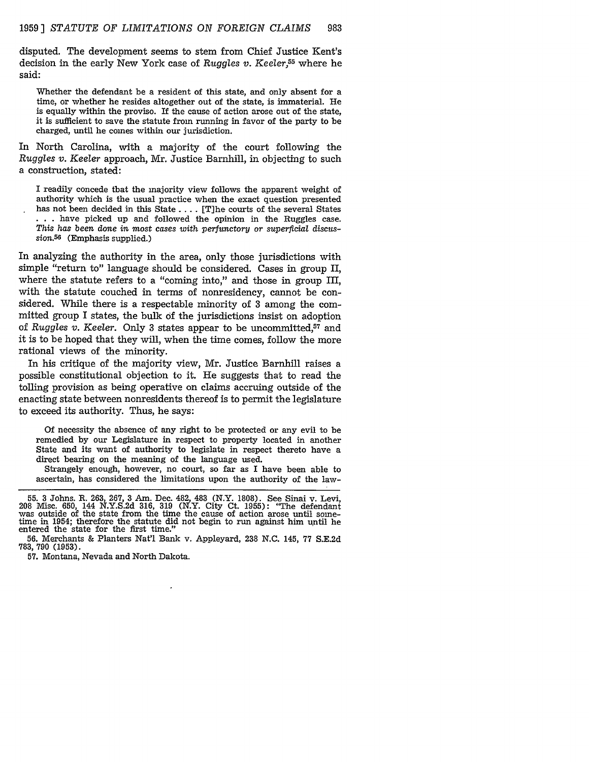disputed. The development seems to stem from Chief Justice Kent's decision in the early New York case of *Ruggles v. Keeler*,[55] where he said:

> Whether the defendant be a resident of this state, and only absent for a time, or whether he resides altogether out of the state, is immaterial. He is equally within the proviso. If the cause of action arose out of the state, it is sufficient to save the statute from running in favor of the party to be charged, until he comes within our jurisdiction.

In North Carolina, with a majority of the court following the *Ruggles v. Keeler* approach, Mr. Justice Barnhill, in objecting to such a construction, stated:

> I readily concede that the majority view follows the apparent weight of authority which is the usual practice when the exact question presented has not been decided in this State . . . . [T]he courts of the several States . . . have picked up and followed the opinion in the Ruggles case. *This has been done in most cases with perfunctory or superficial discussion.*[56] (Emphasis supplied.)

In analyzing the authority in the area, only those jurisdictions with simple "return to" language should be considered. Cases in group II, where the statute refers to a "coming into," and those in group III, with the statute couched in terms of nonresidency, cannot be considered. While there is a respectable minority of 3 among the committed group I states, the bulk of the jurisdictions insist on adoption of *Ruggles v. Keeler*. Only 3 states appear to be uncommitted,[57] and it is to be hoped that they will, when the time comes, follow the more rational views of the minority.

In his critique of the majority view, Mr. Justice Barnhill raises a possible constitutional objection to it. He suggests that to read the tolling provision as being operative on claims accruing outside of the enacting state between nonresidents thereof is to permit the legislature to exceed its authority. Thus, he says:

> Of necessity the absence of any right to be protected or any evil to be remedied by our Legislature in respect to property located in another State and its want of authority to legislate in respect thereto have a direct bearing on the meaning of the language used.
>
> Strangely enough, however, no court, so far as I have been able to ascertain, has considered the limitations upon the authority of the law-

---

55. 3 Johns. R. 263, 267, 3 Am. Dec. 482, 483 (N.Y. 1808). See Sinai v. Levi, 208 Misc. 650, 144 N.Y.S.2d 316, 319 (N.Y. City Ct. 1955): "The defendant was outside of the state from the time the cause of action arose until sometime in 1954; therefore the statute did not begin to run against him until he entered the state for the first time."

56. Merchants & Planters Nat'l Bank v. Appleyard, 238 N.C. 145, 77 S.E.2d 783, 790 (1953).

57. Montana, Nevada and North Dakota.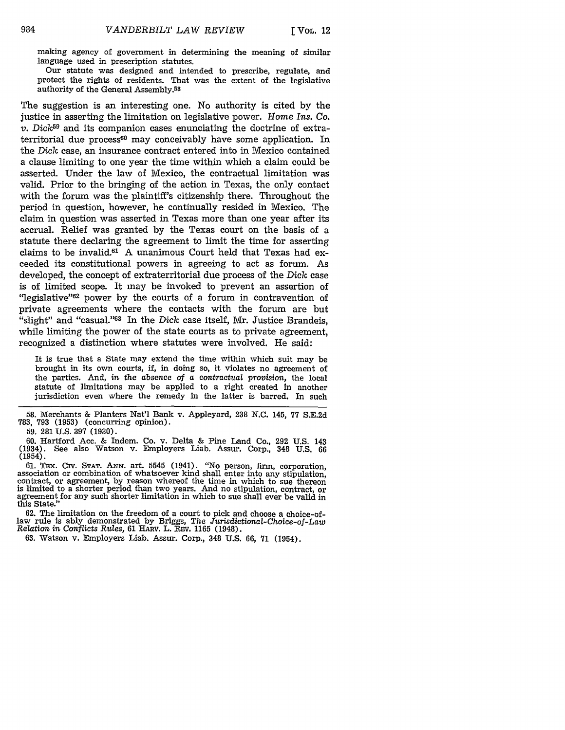making agency of government in determining the meaning of similar language used in prescription statutes.

Our statute was designed and intended to prescribe, regulate, and protect the rights of residents. That was the extent of the legislative authority of the General Assembly.[58]

The suggestion is an interesting one. No authority is cited by the justice in asserting the limitation on legislative power. *Home Ins. Co. v. Dick*[59] and its companion cases enunciating the doctrine of extraterritorial due process[60] may conceivably have some application. In the *Dick* case, an insurance contract entered into in Mexico contained a clause limiting to one year the time within which a claim could be asserted. Under the law of Mexico, the contractual limitation was valid. Prior to the bringing of the action in Texas, the only contact with the forum was the plaintiff's citizenship there. Throughout the period in question, however, he continually resided in Mexico. The claim in question was asserted in Texas more than one year after its accrual. Relief was granted by the Texas court on the basis of a statute there declaring the agreement to limit the time for asserting claims to be invalid.[61] A unanimous Court held that Texas had exceeded its constitutional powers in agreeing to act as forum. As developed, the concept of extraterritorial due process of the *Dick* case is of limited scope. It may be invoked to prevent an assertion of "legislative"[62] power by the courts of a forum in contravention of private agreements where the contacts with the forum are but "slight" and "casual."[63] In the *Dick* case itself, Mr. Justice Brandeis, while limiting the power of the state courts as to private agreement, recognized a distinction where statutes were involved. He said:

It is true that a State may extend the time within which suit may be brought in its own courts, if, in doing so, it violates no agreement of the parties. And, *in the absence of a contractual provision*, the local statute of limitations may be applied to a right created in another jurisdiction even where the remedy in the latter is barred. In such

---

58. Merchants & Planters Nat'l Bank v. Appleyard, 238 N.C. 145, 77 S.E.2d 783, 793 (1953) (concurring opinion).

59. 281 U.S. 397 (1930).

60. Hartford Acc. & Indem. Co. v. Delta & Pine Land Co., 292 U.S. 143 (1934). See also Watson v. Employers Liab. Assur. Corp., 348 U.S. 66 (1954).

61. TEX. CIV. STAT. ANN. art. 5545 (1941). "No person, firm, corporation, association or combination of whatsoever kind shall enter into any stipulation, contract, or agreement, by reason whereof the time in which to sue thereon is limited to a shorter period than two years. And no stipulation, contract, or agreement for any such shorter limitation in which to sue shall ever be valid in this State."

62. The limitation on the freedom of a court to pick and choose a choice-of-law rule is ably demonstrated by Briggs, *The Jurisdictional-Choice-of-Law Relation in Conflicts Rules*, 61 HARV. L. REV. 1165 (1948).

63. Watson v. Employers Liab. Assur. Corp., 348 U.S. 66, 71 (1954).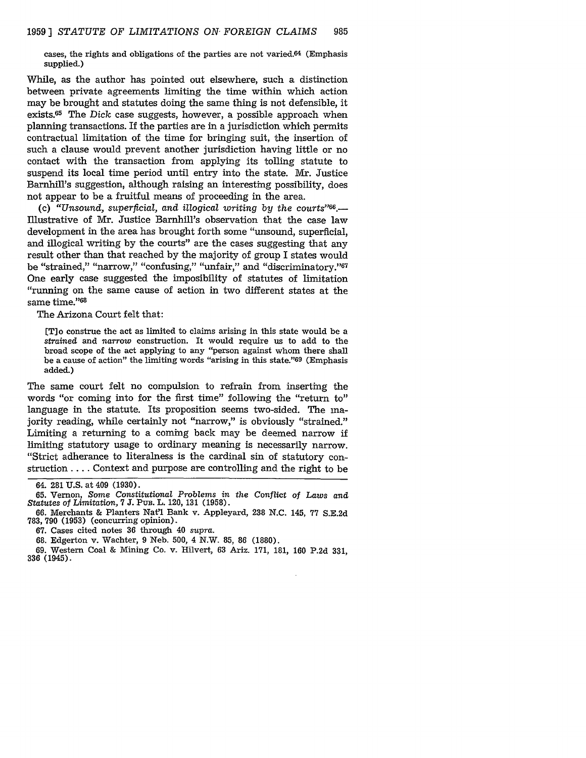> cases, the rights and obligations of the parties are not varied.[64] (Emphasis supplied.)

While, as the author has pointed out elsewhere, such a distinction between private agreements limiting the time within which action may be brought and statutes doing the same thing is not defensible, it exists.[65] The *Dick* case suggests, however, a possible approach when planning transactions. If the parties are in a jurisdiction which permits contractual limitation of the time for bringing suit, the insertion of such a clause would prevent another jurisdiction having little or no contact with the transaction from applying its tolling statute to suspend its local time period until entry into the state. Mr. Justice Barnhill's suggestion, although raising an interesting possibility, does not appear to be a fruitful means of proceeding in the area.

(c) *"Unsound, superficial, and illogical writing by the courts"*[66].—Illustrative of Mr. Justice Barnhill's observation that the case law development in the area has brought forth some "unsound, superficial, and illogical writing by the courts" are the cases suggesting that any result other than that reached by the majority of group I states would be "strained," "narrow," "confusing," "unfair," and "discriminatory."[67] One early case suggested the imposibility of statutes of limitation "running on the same cause of action in two different states at the same time."[68]

The Arizona Court felt that:

> [T]o construe the act as limited to claims arising in this state would be a *strained* and *narrow* construction. It would require us to add to the broad scope of the act applying to any "person against whom there shall be a cause of action" the limiting words "arising in this state."[69] (Emphasis added.)

The same court felt no compulsion to refrain from inserting the words "or coming into for the first time" following the "return to" language in the statute. Its proposition seems two-sided. The majority reading, while certainly not "narrow," is obviously "strained." Limiting a returning to a coming back may be deemed narrow if limiting statutory usage to ordinary meaning is necessarily narrow. "Strict adherance to literalness is the cardinal sin of statutory construction .... Context and purpose are controlling and the right to be

---

64. 281 U.S. at 409 (1930).

65. Vernon, *Some Constitutional Problems in the Conflict of Laws and Statutes of Limitation*, 7 J. Pub. L. 120, 131 (1958).

66. Merchants & Planters Nat'l Bank v. Appleyard, 238 N.C. 145, 77 S.E.2d 783, 790 (1953) (concurring opinion).

67. Cases cited notes 36 through 40 *supra*.

68. Edgerton v. Wachter, 9 Neb. 500, 4 N.W. 85, 86 (1880).

69. Western Coal & Mining Co. v. Hilvert, 63 Ariz. 171, 181, 160 P.2d 331, 336 (1945).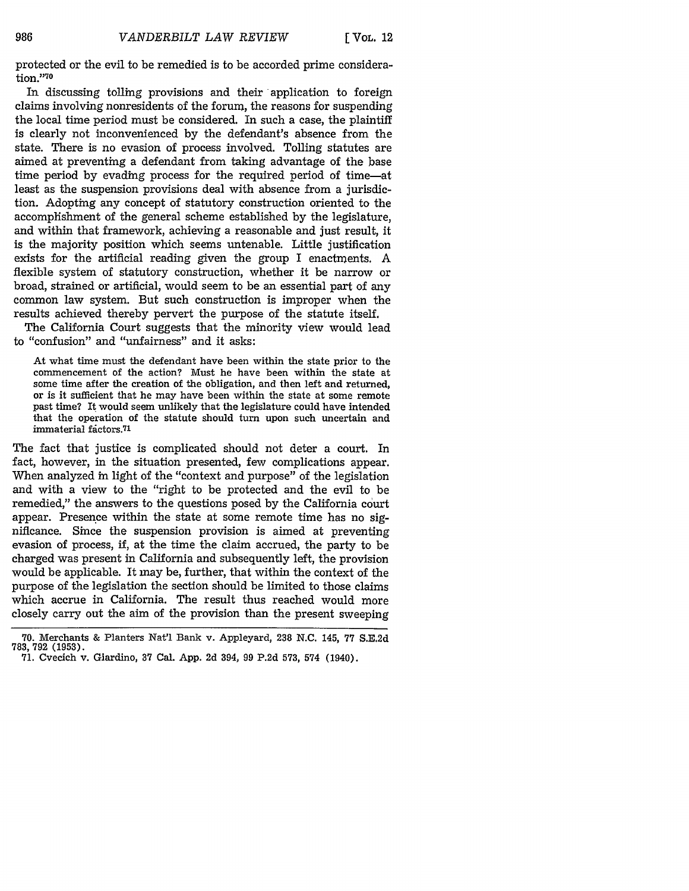protected or the evil to be remedied is to be accorded prime consideration."[70]

In discussing tolling provisions and their application to foreign claims involving nonresidents of the forum, the reasons for suspending the local time period must be considered. In such a case, the plaintiff is clearly not inconvenienced by the defendant's absence from the state. There is no evasion of process involved. Tolling statutes are aimed at preventing a defendant from taking advantage of the base time period by evading process for the required period of time—at least as the suspension provisions deal with absence from a jurisdiction. Adopting any concept of statutory construction oriented to the accomplishment of the general scheme established by the legislature, and within that framework, achieving a reasonable and just result, it is the majority position which seems untenable. Little justification exists for the artificial reading given the group I enactments. A flexible system of statutory construction, whether it be narrow or broad, strained or artificial, would seem to be an essential part of any common law system. But such construction is improper when the results achieved thereby pervert the purpose of the statute itself.

The California Court suggests that the minority view would lead to "confusion" and "unfairness" and it asks:

> At what time must the defendant have been within the state prior to the commencement of the action? Must he have been within the state at some time after the creation of the obligation, and then left and returned, or is it sufficient that he may have been within the state at some remote past time? It would seem unlikely that the legislature could have intended that the operation of the statute should turn upon such uncertain and immaterial factors.[71]

The fact that justice is complicated should not deter a court. In fact, however, in the situation presented, few complications appear. When analyzed in light of the "context and purpose" of the legislation and with a view to the "right to be protected and the evil to be remedied," the answers to the questions posed by the California court appear. Presence within the state at some remote time has no significance. Since the suspension provision is aimed at preventing evasion of process, if, at the time the claim accrued, the party to be charged was present in California and subsequently left, the provision would be applicable. It may be, further, that within the context of the purpose of the legislation the section should be limited to those claims which accrue in California. The result thus reached would more closely carry out the aim of the provision than the present sweeping

---

70. Merchants & Planters Nat'l Bank v. Appleyard, 238 N.C. 145, 77 S.E.2d 783, 792 (1953).

71. Cvecich v. Giardino, 37 Cal. App. 2d 394, 99 P.2d 573, 574 (1940).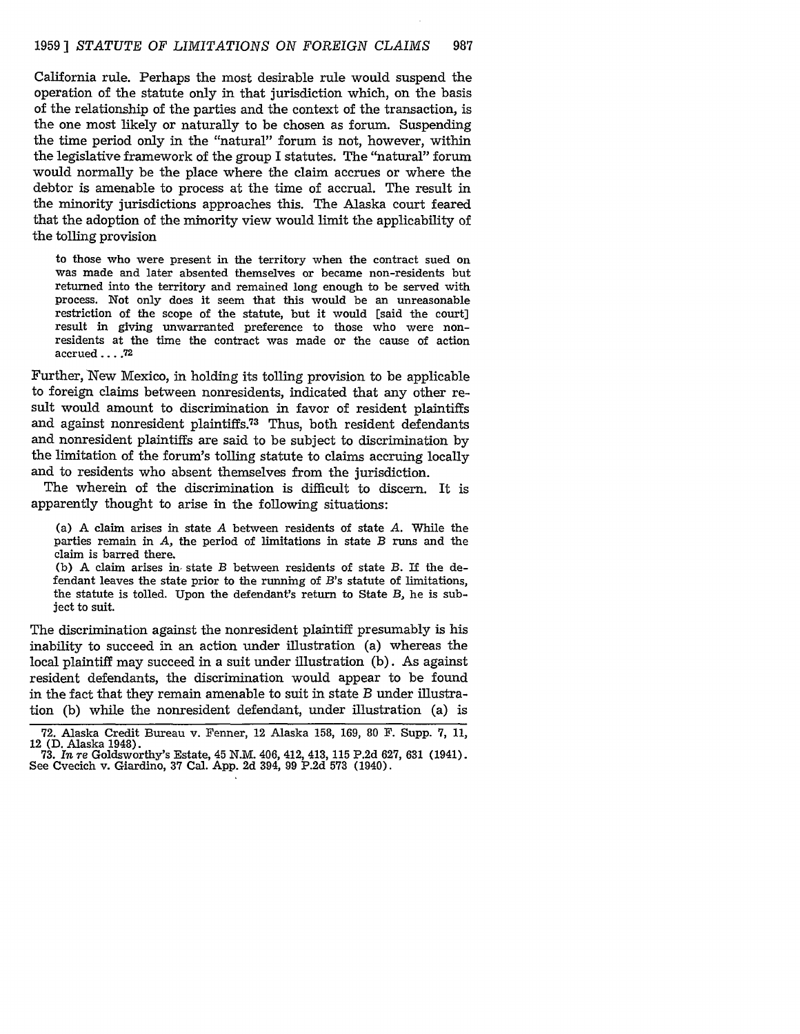California rule. Perhaps the most desirable rule would suspend the operation of the statute only in that jurisdiction which, on the basis of the relationship of the parties and the context of the transaction, is the one most likely or naturally to be chosen as forum. Suspending the time period only in the "natural" forum is not, however, within the legislative framework of the group I statutes. The "natural" forum would normally be the place where the claim accrues or where the debtor is amenable to process at the time of accrual. The result in the minority jurisdictions approaches this. The Alaska court feared that the adoption of the minority view would limit the applicability of the tolling provision

> to those who were present in the territory when the contract sued on was made and later absented themselves or became non-residents but returned into the territory and remained long enough to be served with process. Not only does it seem that this would be an unreasonable restriction of the scope of the statute, but it would [said the court] result in giving unwarranted preference to those who were non-residents at the time the contract was made or the cause of action accrued . . . .[72]

Further, New Mexico, in holding its tolling provision to be applicable to foreign claims between nonresidents, indicated that any other result would amount to discrimination in favor of resident plaintiffs and against nonresident plaintiffs.[73] Thus, both resident defendants and nonresident plaintiffs are said to be subject to discrimination by the limitation of the forum's tolling statute to claims accruing locally and to residents who absent themselves from the jurisdiction.

The wherein of the discrimination is difficult to discern. It is apparently thought to arise in the following situations:

> (a) A claim arises in state *A* between residents of state *A*. While the parties remain in *A*, the period of limitations in state *B* runs and the claim is barred there.
>
> (b) A claim arises in state *B* between residents of state *B*. If the defendant leaves the state prior to the running of *B*'s statute of limitations, the statute is tolled. Upon the defendant's return to State *B*, he is subject to suit.

The discrimination against the nonresident plaintiff presumably is his inability to succeed in an action under illustration (a) whereas the local plaintiff may succeed in a suit under illustration (b). As against resident defendants, the discrimination would appear to be found in the fact that they remain amenable to suit in state *B* under illustration (b) while the nonresident defendant, under illustration (a) is

---

72. Alaska Credit Bureau v. Fenner, 12 Alaska 158, 169, 80 F. Supp. 7, 11, 12 (D. Alaska 1948).

73. *In re* Goldsworthy's Estate, 45 N.M. 406, 412, 413, 115 P.2d 627, 631 (1941). See Cvecich v. Giardino, 37 Cal. App. 2d 394, 99 P.2d 573 (1940).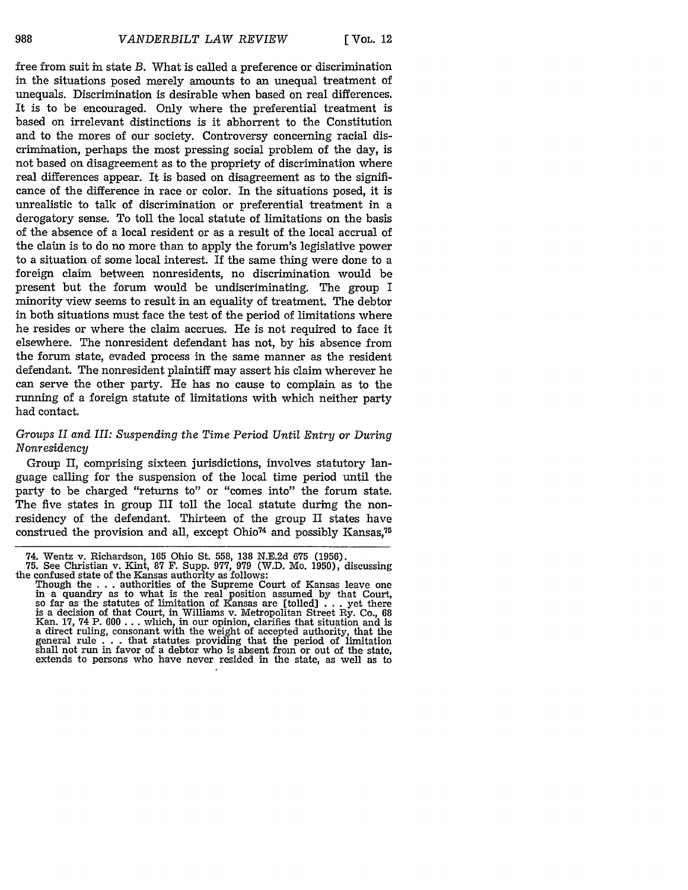free from suit in state B. What is called a preference or discrimination in the situations posed merely amounts to an unequal treatment of unequals. Discrimination is desirable when based on real differences. It is to be encouraged. Only where the preferential treatment is based on irrelevant distinctions is it abhorrent to the Constitution and to the mores of our society. Controversy concerning racial discrimination, perhaps the most pressing social problem of the day, is not based on disagreement as to the propriety of discrimination where real differences appear. It is based on disagreement as to the significance of the difference in race or color. In the situations posed, it is unrealistic to talk of discrimination or preferential treatment in a derogatory sense. To toll the local statute of limitations on the basis of the absence of a local resident or as a result of the local accrual of the claim is to do no more than to apply the forum's legislative power to a situation of some local interest. If the same thing were done to a foreign claim between nonresidents, no discrimination would be present but the forum would be undiscriminating. The group I minority view seems to result in an equality of treatment. The debtor in both situations must face the test of the period of limitations where he resides or where the claim accrues. He is not required to face it elsewhere. The nonresident defendant has not, by his absence from the forum state, evaded process in the same manner as the resident defendant. The nonresident plaintiff may assert his claim wherever he can serve the other party. He has no cause to complain as to the running of a foreign statute of limitations with which neither party had contact.

### *Groups II and III: Suspending the Time Period Until Entry or During Nonresidency*

Group II, comprising sixteen jurisdictions, involves statutory language calling for the suspension of the local time period until the party to be charged "returns to" or "comes into" the forum state. The five states in group III toll the local statute during the nonresidency of the defendant. Thirteen of the group II states have construed the provision and all, except Ohio[74] and possibly Kansas,[75]

74. Wentz v. Richardson, 165 Ohio St. 558, 138 N.E.2d 675 (1956).

75. See Christian v. Kint, 87 F. Supp. 977, 979 (W.D. Mo. 1950), discussing the confused state of the Kansas authority as follows:

> Though the . . . authorities of the Supreme Court of Kansas leave one in a quandry as to what is the real position assumed by that Court, so far as the statutes of limitation of Kansas are [tolled] . . . yet there is a decision of that Court, in Williams v. Metropolitan Street Ry. Co., 68 Kan. 17, 74 P. 600 . . . which, in our opinion, clarifies that situation and is a direct ruling, consonant with the weight of accepted authority, that the general rule . . . that statutes providing that the period of limitation shall not run in favor of a debtor who is absent from or out of the state, extends to persons who have never resided in the state, as well as to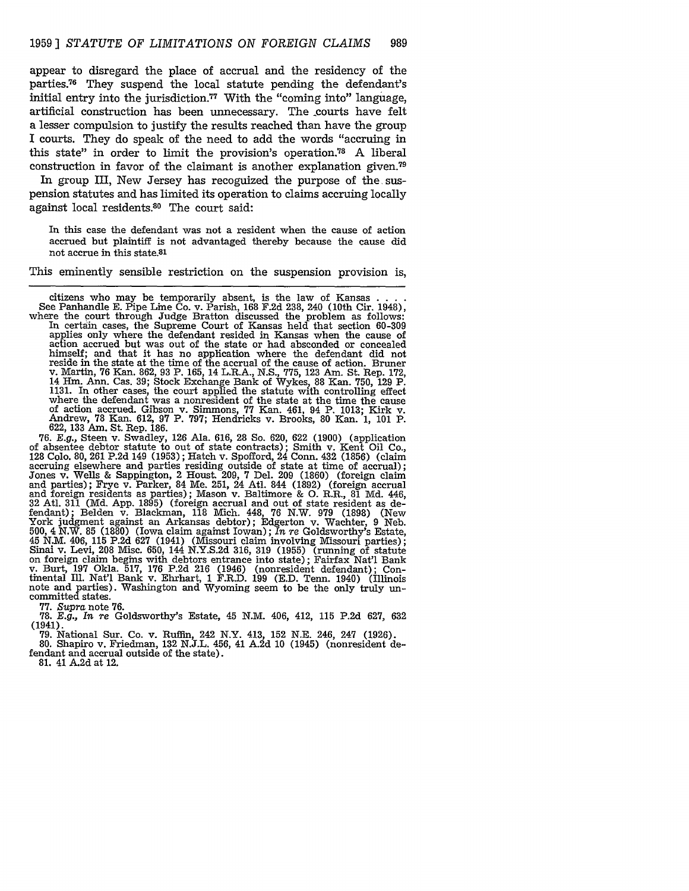appear to disregard the place of accrual and the residency of the parties.[76] They suspend the local statute pending the defendant's initial entry into the jurisdiction.[77] With the "coming into" language, artificial construction has been unnecessary. The courts have felt a lesser compulsion to justify the results reached than have the group I courts. They do speak of the need to add the words "accruing in this state" in order to limit the provision's operation.[78] A liberal construction in favor of the claimant is another explanation given.[79]

In group III, New Jersey has recoguized the purpose of the suspension statutes and has limited its operation to claims accruing locally against local residents.[80] The court said:

> In this case the defendant was not a resident when the cause of action accrued but plaintiff is not advantaged thereby because the cause did not accrue in this state.[81]

This eminently sensible restriction on the suspension provision is,

---

citizens who may be temporarily absent, is the law of Kansas . . . . See Panhandle E. Pipe Line Co. v. Parish, 168 F.2d 238, 240 (10th Cir. 1948), where the court through Judge Bratton discussed the problem as follows:

> In certain cases, the Supreme Court of Kansas held that section 60-309 applies only where the defendant resided in Kansas when the cause of action accrued but was out of the state or had absconded or concealed himself; and that it has no application where the defendant did not reside in the state at the time of the accrual of the cause of action. Bruner v. Martin, 76 Kan. 862, 93 P. 165, 14 L.R.A., N.S., 775, 123 Am. St. Rep. 172, 14 Hm. Ann. Cas. 39; Stock Exchange Bank of Wykes, 88 Kan. 750, 129 P. 1131. In other cases, the court applied the statute with controlling effect where the defendant was a nonresident of the state at the time the cause of action accrued. Gibson v. Simmons, 77 Kan. 461, 94 P. 1013; Kirk v. Andrew, 78 Kan. 612, 97 P. 797; Hendricks v. Brooks, 80 Kan. 1, 101 P. 622, 133 Am. St. Rep. 186.

76. *E.g.*, Steen v. Swadley, 126 Ala. 616, 28 So. 620, 622 (1900) (application of absentee debtor statute to out of state contracts); Smith v. Kent Oil Co., 128 Colo. 80, 261 P.2d 149 (1953); Hatch v. Spofford, 24 Conn. 432 (1856) (claim accruing elsewhere and parties residing outside of state at time of accrual); Jones v. Wells & Sappington, 2 Houst. 209, 7 Del. 209 (1860) (foreign claim and parties); Frye v. Parker, 84 Me. 251, 24 Atl. 844 (1892) (foreign accrual and foreign residents as parties); Mason v. Baltimore & O. R.R., 81 Md. 446, 32 Atl. 311 (Md. App. 1895) (foreign accrual and out of state resident as defendant); Belden v. Blackman, 118 Mich. 448, 76 N.W. 979 (1898) (New York judgment against an Arkansas debtor); Edgerton v. Wachter, 9 Neb. 500, 4 N.W. 85 (1880) (Iowa claim against Iowan); *In re* Goldsworthy's Estate, 45 N.M. 406, 115 P.2d 627 (1941) (Missouri claim involving Missouri parties); Sinai v. Levi, 208 Misc. 650, 144 N.Y.S.2d 316, 319 (1955) (running of statute on foreign claim begins with debtors entrance into state); Fairfax Nat'l Bank v. Burt, 197 Okla. 517, 176 P.2d 216 (1946) (nonresident defendant); Continental Ill. Nat'l Bank v. Ehrhart, 1 F.R.D. 199 (E.D. Tenn. 1940) (Illinois note and parties). Washington and Wyoming seem to be the only truly uncommitted states.

77. *Supra* note 76.

78. *E.g.*, *In re* Goldsworthy's Estate, 45 N.M. 406, 412, 115 P.2d 627, 632 (1941).

79. National Sur. Co. v. Ruffin, 242 N.Y. 413, 152 N.E. 246, 247 (1926).

80. Shapiro v. Friedman, 132 N.J.L. 456, 41 A.2d 10 (1945) (nonresident defendant and accrual outside of the state).

81. 41 A.2d at 12.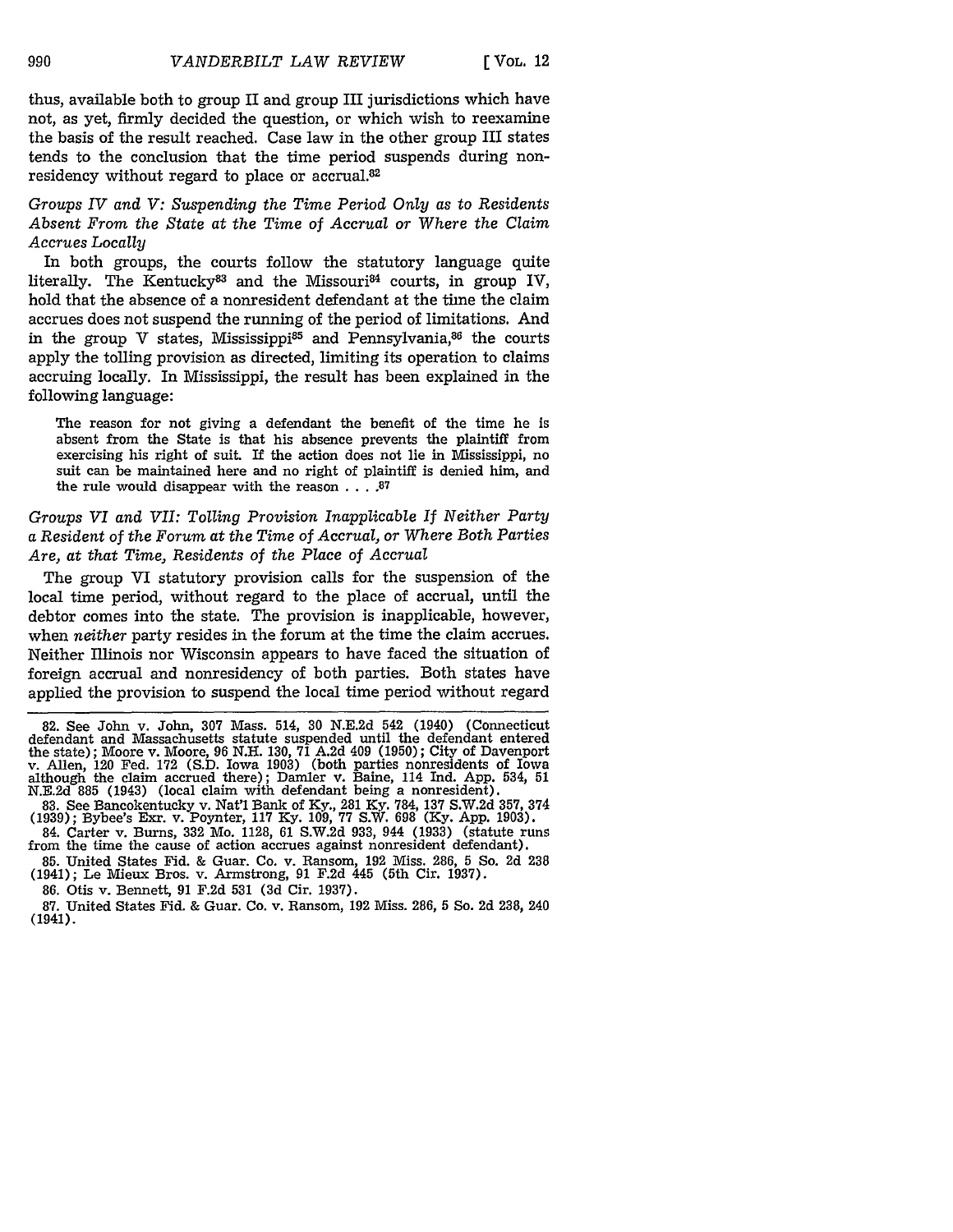thus, available both to group II and group III jurisdictions which have not, as yet, firmly decided the question, or which wish to reexamine the basis of the result reached. Case law in the other group III states tends to the conclusion that the time period suspends during nonresidency without regard to place or accrual.[82]

*Groups IV and V: Suspending the Time Period Only as to Residents Absent From the State at the Time of Accrual or Where the Claim Accrues Locally*

In both groups, the courts follow the statutory language quite literally. The Kentucky[83] and the Missouri[84] courts, in group IV, hold that the absence of a nonresident defendant at the time the claim accrues does not suspend the running of the period of limitations. And in the group V states, Mississippi[85] and Pennsylvania,[86] the courts apply the tolling provision as directed, limiting its operation to claims accruing locally. In Mississippi, the result has been explained in the following language:

> The reason for not giving a defendant the benefit of the time he is absent from the State is that his absence prevents the plaintiff from exercising his right of suit. If the action does not lie in Mississippi, no suit can be maintained here and no right of plaintiff is denied him, and the rule would disappear with the reason . . . .[87]

*Groups VI and VII: Tolling Provision Inapplicable If Neither Party a Resident of the Forum at the Time of Accrual, or Where Both Parties Are, at that Time, Residents of the Place of Accrual*

The group VI statutory provision calls for the suspension of the local time period, without regard to the place of accrual, until the debtor comes into the state. The provision is inapplicable, however, when *neither* party resides in the forum at the time the claim accrues. Neither Illinois nor Wisconsin appears to have faced the situation of foreign accrual and nonresidency of both parties. Both states have applied the provision to suspend the local time period without regard

82. See John v. John, 307 Mass. 514, 30 N.E.2d 542 (1940) (Connecticut defendant and Massachusetts statute suspended until the defendant entered the state); Moore v. Moore, 96 N.H. 130, 71 A.2d 409 (1950); City of Davenport v. Allen, 120 Fed. 172 (S.D. Iowa 1903) (both parties nonresidents of Iowa although the claim accrued there); Damler v. Baine, 114 Ind. App. 534, 51 N.E.2d 885 (1943) (local claim with defendant being a nonresident).

83. See Bancokentucky v. Nat'l Bank of Ky., 281 Ky. 784, 137 S.W.2d 357, 374 (1939); Bybee's Exr. v. Poynter, 117 Ky. 109, 77 S.W. 698 (Ky. App. 1903).

84. Carter v. Burns, 332 Mo. 1128, 61 S.W.2d 933, 944 (1933) (statute runs from the time the cause of action accrues against nonresident defendant).

85. United States Fid. & Guar. Co. v. Ransom, 192 Miss. 286, 5 So. 2d 238 (1941); Le Mieux Bros. v. Armstrong, 91 F.2d 445 (5th Cir. 1937).

86. Otis v. Bennett, 91 F.2d 531 (3d Cir. 1937).

87. United States Fid. & Guar. Co. v. Ransom, 192 Miss. 286, 5 So. 2d 238, 240 (1941).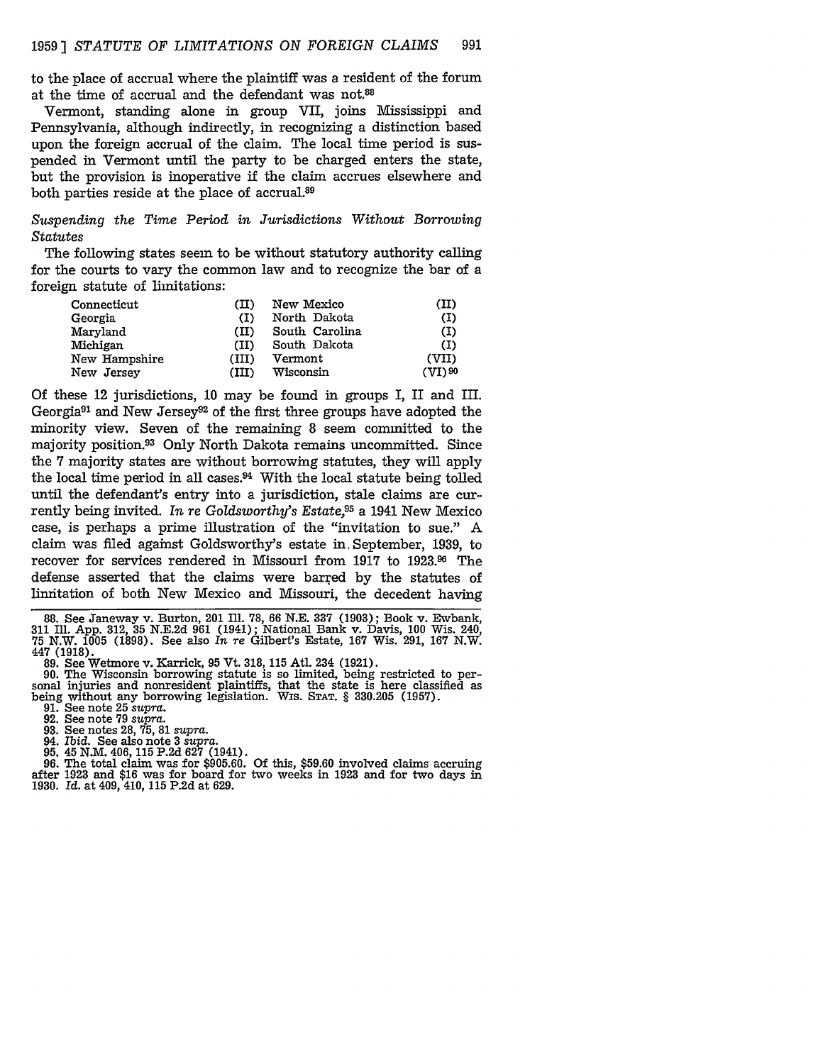to the place of accrual where the plaintiff was a resident of the forum at the time of accrual and the defendant was not.[88]

Vermont, standing alone in group VII, joins Mississippi and Pennsylvania, although indirectly, in recognizing a distinction based upon the foreign accrual of the claim. The local time period is suspended in Vermont until the party to be charged enters the state, but the provision is inoperative if the claim accrues elsewhere and both parties reside at the place of accrual.[89]

*Suspending the Time Period in Jurisdictions Without Borrowing Statutes*

The following states seem to be without statutory authority calling for the courts to vary the common law and to recognize the bar of a foreign statute of limitations:

| | | | |
|---|---|---|---|
| Connecticut | (II) | New Mexico | (II) |
| Georgia | (I) | North Dakota | (I) |
| Maryland | (II) | South Carolina | (I) |
| Michigan | (II) | South Dakota | (I) |
| New Hampshire | (III) | Vermont | (VII) |
| New Jersey | (III) | Wisconsin | (VI)[90] |

Of these 12 jurisdictions, 10 may be found in groups I, II and III. Georgia[91] and New Jersey[92] of the first three groups have adopted the minority view. Seven of the remaining 8 seem committed to the majority position.[93] Only North Dakota remains uncommitted. Since the 7 majority states are without borrowing statutes, they will apply the local time period in all cases.[94] With the local statute being tolled until the defendant's entry into a jurisdiction, stale claims are currently being invited. *In re Goldsworthy's Estate*,[95] a 1941 New Mexico case, is perhaps a prime illustration of the "invitation to sue." A claim was filed against Goldsworthy's estate in September, 1939, to recover for services rendered in Missouri from 1917 to 1923.[96] The defense asserted that the claims were barred by the statutes of limitation of both New Mexico and Missouri, the decedent having

88. See Janeway v. Burton, 201 Ill. 78, 66 N.E. 337 (1903); Book v. Ewbank, 311 Ill. App. 312, 35 N.E.2d 961 (1941); National Bank v. Davis, 100 Wis. 240, 75 N.W. 1005 (1898). See also *In re* Gilbert's Estate, 167 Wis. 291, 167 N.W. 447 (1918).

89. See Wetmore v. Karrick, 95 Vt. 318, 115 Atl. 234 (1921).

90. The Wisconsin borrowing statute is so limited, being restricted to personal injuries and nonresident plaintiffs, that the state is here classified as being without any borrowing legislation. Wis. Stat. § 330.205 (1957).

91. See note 25 *supra*.

92. See note 79 *supra*.

93. See notes 28, 75, 81 *supra*.

94. *Ibid.* See also note 3 *supra*.

95. 45 N.M. 406, 115 P.2d 627 (1941).

96. The total claim was for $905.60. Of this, $59.60 involved claims accruing after 1923 and $16 was for board for two weeks in 1923 and for two days in 1930. *Id.* at 409, 410, 115 P.2d at 629.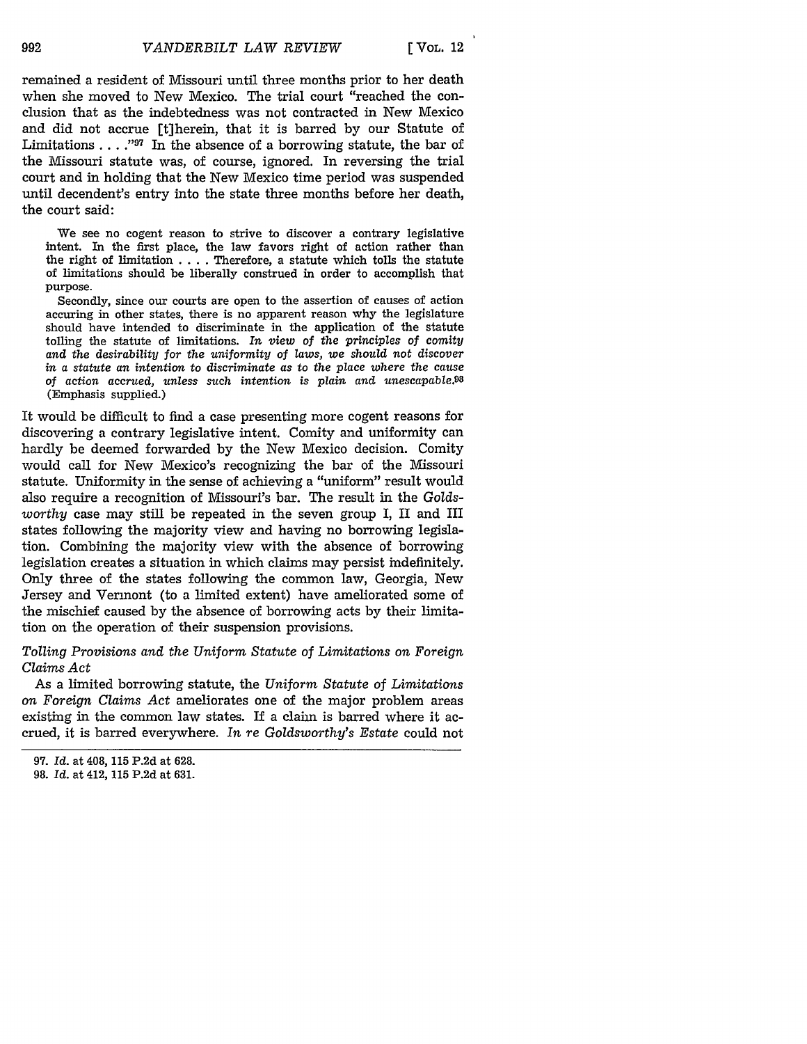remained a resident of Missouri until three months prior to her death when she moved to New Mexico. The trial court "reached the conclusion that as the indebtedness was not contracted in New Mexico and did not accrue [t]herein, that it is barred by our Statute of Limitations . . . ."[97] In the absence of a borrowing statute, the bar of the Missouri statute was, of course, ignored. In reversing the trial court and in holding that the New Mexico time period was suspended until decendent's entry into the state three months before her death, the court said:

> We see no cogent reason to strive to discover a contrary legislative intent. In the first place, the law favors right of action rather than the right of limitation . . . . Therefore, a statute which tolls the statute of limitations should be liberally construed in order to accomplish that purpose.
>
> Secondly, since our courts are open to the assertion of causes of action accuring in other states, there is no apparent reason why the legislature should have intended to discriminate in the application of the statute tolling the statute of limitations. *In view of the principles of comity and the desirability for the uniformity of laws, we should not discover in a statute an intention to discriminate as to the place where the cause of action accrued, unless such intention is plain and unescapable.*[98] (Emphasis supplied.)

It would be difficult to find a case presenting more cogent reasons for discovering a contrary legislative intent. Comity and uniformity can hardly be deemed forwarded by the New Mexico decision. Comity would call for New Mexico's recognizing the bar of the Missouri statute. Uniformity in the sense of achieving a "uniform" result would also require a recognition of Missouri's bar. The result in the *Goldsworthy* case may still be repeated in the seven group I, II and III states following the majority view and having no borrowing legislation. Combining the majority view with the absence of borrowing legislation creates a situation in which claims may persist indefinitely. Only three of the states following the common law, Georgia, New Jersey and Vermont (to a limited extent) have ameliorated some of the mischief caused by the absence of borrowing acts by their limitation on the operation of their suspension provisions.

*Tolling Provisions and the Uniform Statute of Limitations on Foreign Claims Act*

As a limited borrowing statute, the *Uniform Statute of Limitations on Foreign Claims Act* ameliorates one of the major problem areas existing in the common law states. If a claim is barred where it accrued, it is barred everywhere. *In re Goldsworthy's Estate* could not

97. *Id.* at 408, 115 P.2d at 628.

98. *Id.* at 412, 115 P.2d at 631.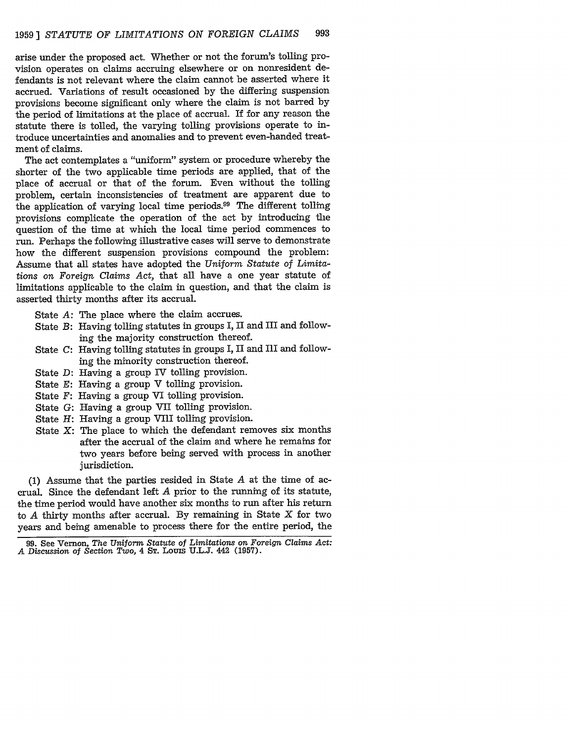arise under the proposed act. Whether or not the forum's tolling provision operates on claims accruing elsewhere or on nonresident defendants is not relevant where the claim cannot be asserted where it accrued. Variations of result occasioned by the differing suspension provisions become significant only where the claim is not barred by the period of limitations at the place of accrual. If for any reason the statute there is tolled, the varying tolling provisions operate to introduce uncertainties and anomalies and to prevent even-handed treatment of claims.

The act contemplates a "uniform" system or procedure whereby the shorter of the two applicable time periods are applied, that of the place of accrual or that of the forum. Even without the tolling problem, certain inconsistencies of treatment are apparent due to the application of varying local time periods.[99] The different tolling provisions complicate the operation of the act by introducing the question of the time at which the local time period commences to run. Perhaps the following illustrative cases will serve to demonstrate how the different suspension provisions compound the problem: Assume that all states have adopted the *Uniform Statute of Limitations on Foreign Claims Act,* that all have a one year statute of limitations applicable to the claim in question, and that the claim is asserted thirty months after its accrual.

- State *A*: The place where the claim accrues.
- State *B*: Having tolling statutes in groups I, II and III and following the majority construction thereof.
- State *C*: Having tolling statutes in groups I, II and III and following the minority construction thereof.
- State *D*: Having a group IV tolling provision.
- State *E*: Having a group V tolling provision.
- State *F*: Having a group VI tolling provision.
- State *G*: Having a group VII tolling provision.
- State *H*: Having a group VIII tolling provision.
- State *X*: The place to which the defendant removes six months after the accrual of the claim and where he remains for two years before being served with process in another jurisdiction.

(1) Assume that the parties resided in State *A* at the time of accrual. Since the defendant left *A* prior to the running of its statute, the time period would have another six months to run after his return to *A* thirty months after accrual. By remaining in State *X* for two years and being amenable to process there for the entire period, the

---

99. See Vernon, *The Uniform Statute of Limitations on Foreign Claims Act: A Discussion of Section Two,* 4 St. Louis U.L.J. 442 (1957).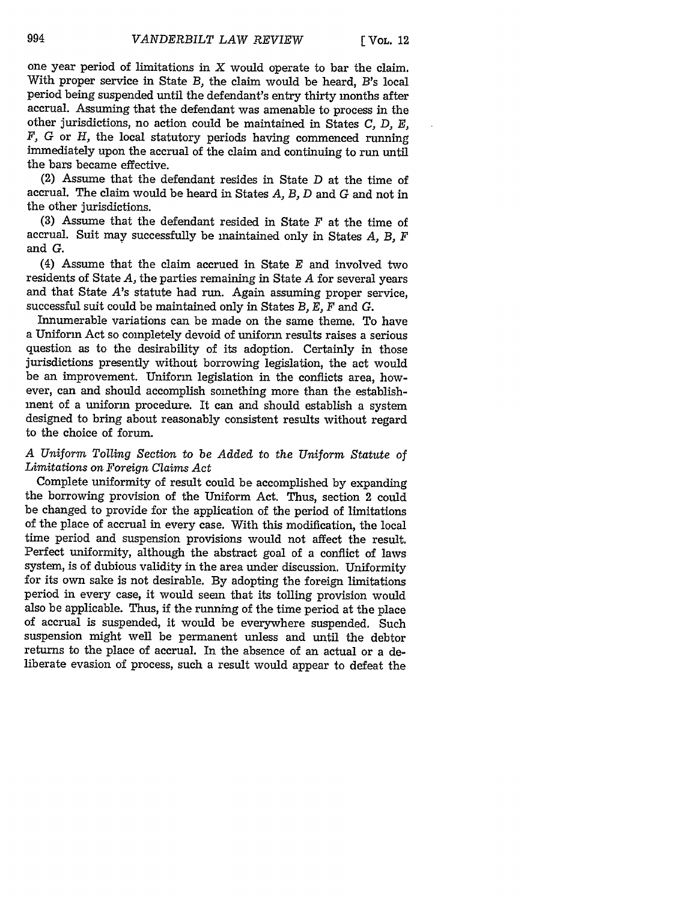one year period of limitations in *X* would operate to bar the claim. With proper service in State *B*, the claim would be heard, *B*'s local period being suspended until the defendant's entry thirty months after accrual. Assuming that the defendant was amenable to process in the other jurisdictions, no action could be maintained in States *C*, *D*, *E*, *F*, *G* or *H*, the local statutory periods having commenced running immediately upon the accrual of the claim and continuing to run until the bars became effective.

(2) Assume that the defendant resides in State *D* at the time of accrual. The claim would be heard in States *A*, *B*, *D* and *G* and not in the other jurisdictions.

(3) Assume that the defendant resided in State *F* at the time of accrual. Suit may successfully be maintained only in States *A*, *B*, *F* and *G*.

(4) Assume that the claim accrued in State *E* and involved two residents of State *A*, the parties remaining in State *A* for several years and that State *A*'s statute had run. Again assuming proper service, successful suit could be maintained only in States *B*, *E*, *F* and *G*.

Innumerable variations can be made on the same theme. To have a Uniform Act so completely devoid of uniform results raises a serious question as to the desirability of its adoption. Certainly in those jurisdictions presently without borrowing legislation, the act would be an improvement. Uniform legislation in the conflicts area, however, can and should accomplish something more than the establishment of a uniform procedure. It can and should establish a system designed to bring about reasonably consistent results without regard to the choice of forum.

### *A Uniform Tolling Section to be Added to the Uniform Statute of Limitations on Foreign Claims Act*

Complete uniformity of result could be accomplished by expanding the borrowing provision of the Uniform Act. Thus, section 2 could be changed to provide for the application of the period of limitations of the place of accrual in every case. With this modification, the local time period and suspension provisions would not affect the result. Perfect uniformity, although the abstract goal of a conflict of laws system, is of dubious validity in the area under discussion. Uniformity for its own sake is not desirable. By adopting the foreign limitations period in every case, it would seem that its tolling provision would also be applicable. Thus, if the running of the time period at the place of accrual is suspended, it would be everywhere suspended. Such suspension might well be permanent unless and until the debtor returns to the place of accrual. In the absence of an actual or a deliberate evasion of process, such a result would appear to defeat the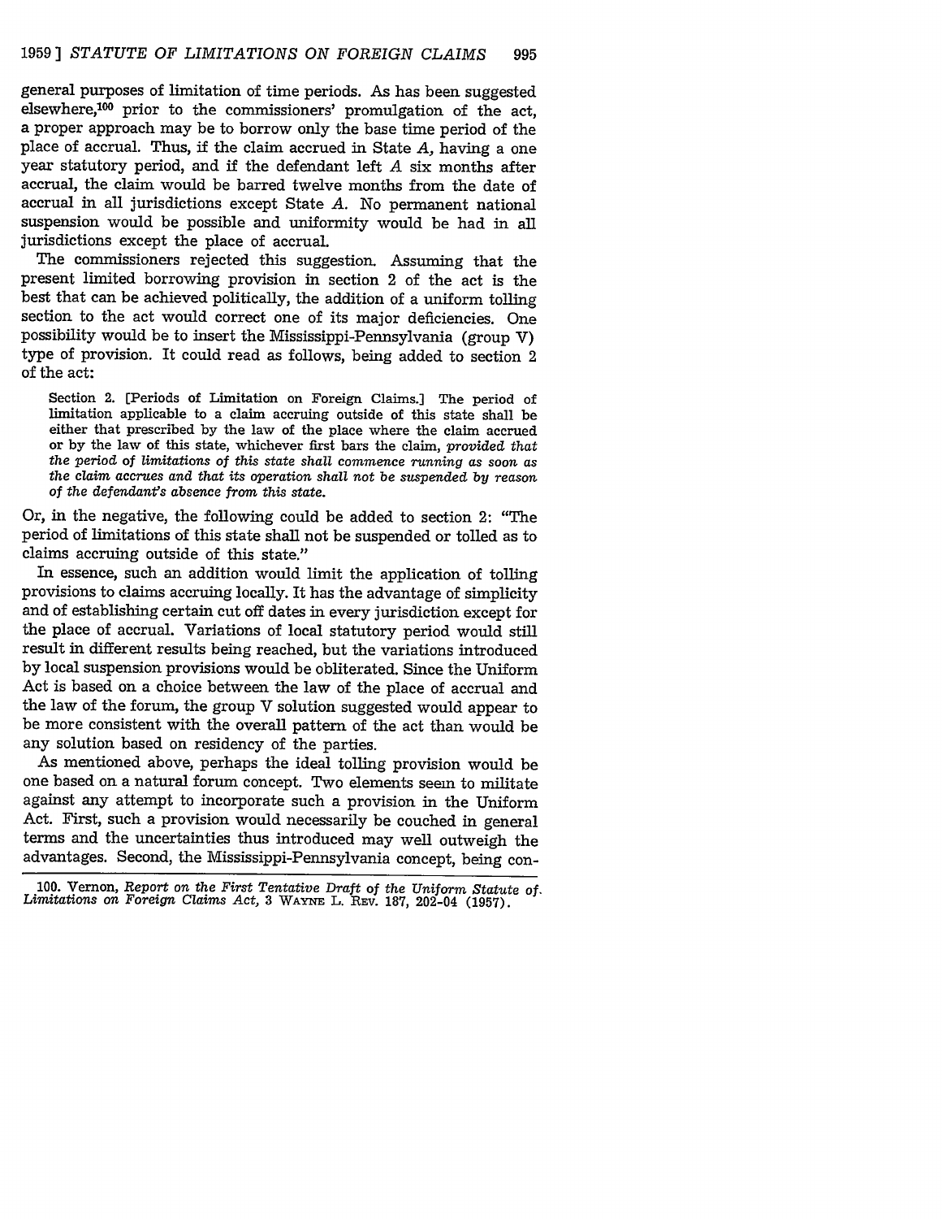general purposes of limitation of time periods. As has been suggested elsewhere,[100] prior to the commissioners' promulgation of the act, a proper approach may be to borrow only the base time period of the place of accrual. Thus, if the claim accrued in State *A*, having a one year statutory period, and if the defendant left *A* six months after accrual, the claim would be barred twelve months from the date of accrual in all jurisdictions except State *A*. No permanent national suspension would be possible and uniformity would be had in all jurisdictions except the place of accrual.

The commissioners rejected this suggestion. Assuming that the present limited borrowing provision in section 2 of the act is the best that can be achieved politically, the addition of a uniform tolling section to the act would correct one of its major deficiencies. One possibility would be to insert the Mississippi-Pennsylvania (group V) type of provision. It could read as follows, being added to section 2 of the act:

> Section 2. [Periods of Limitation on Foreign Claims.] The period of limitation applicable to a claim accruing outside of this state shall be either that prescribed by the law of the place where the claim accrued or by the law of this state, whichever first bars the claim, *provided that the period of limitations of this state shall commence running as soon as the claim accrues and that its operation shall not be suspended by reason of the defendant's absence from this state.*

Or, in the negative, the following could be added to section 2: "The period of limitations of this state shall not be suspended or tolled as to claims accruing outside of this state."

In essence, such an addition would limit the application of tolling provisions to claims accruing locally. It has the advantage of simplicity and of establishing certain cut off dates in every jurisdiction except for the place of accrual. Variations of local statutory period would still result in different results being reached, but the variations introduced by local suspension provisions would be obliterated. Since the Uniform Act is based on a choice between the law of the place of accrual and the law of the forum, the group V solution suggested would appear to be more consistent with the overall pattern of the act than would be any solution based on residency of the parties.

As mentioned above, perhaps the ideal tolling provision would be one based on a natural forum concept. Two elements seem to militate against any attempt to incorporate such a provision in the Uniform Act. First, such a provision would necessarily be couched in general terms and the uncertainties thus introduced may well outweigh the advantages. Second, the Mississippi-Pennsylvania concept, being con-

100. Vernon, *Report on the First Tentative Draft of the Uniform Statute of Limitations on Foreign Claims Act*, 3 WAYNE L. REV. 187, 202-04 (1957).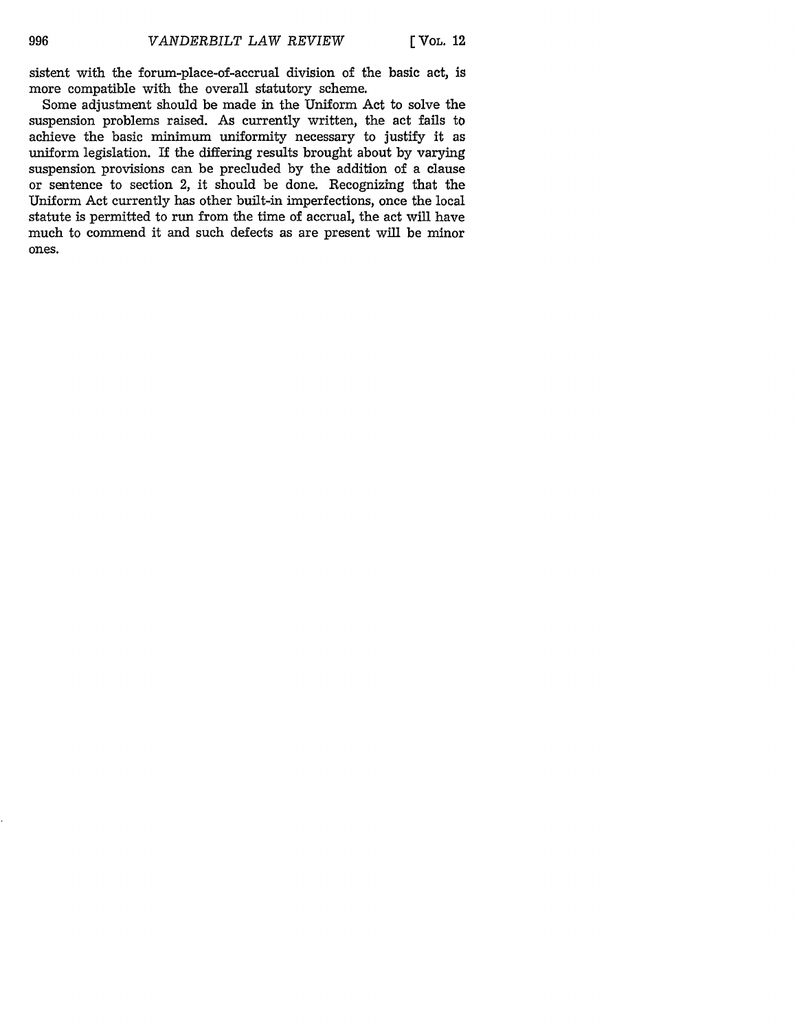sistent with the forum-place-of-accrual division of the basic act, is more compatible with the overall statutory scheme.

Some adjustment should be made in the Uniform Act to solve the suspension problems raised. As currently written, the act fails to achieve the basic minimum uniformity necessary to justify it as uniform legislation. If the differing results brought about by varying suspension provisions can be precluded by the addition of a clause or sentence to section 2, it should be done. Recognizing that the Uniform Act currently has other built-in imperfections, once the local statute is permitted to run from the time of accrual, the act will have much to commend it and such defects as are present will be minor ones.